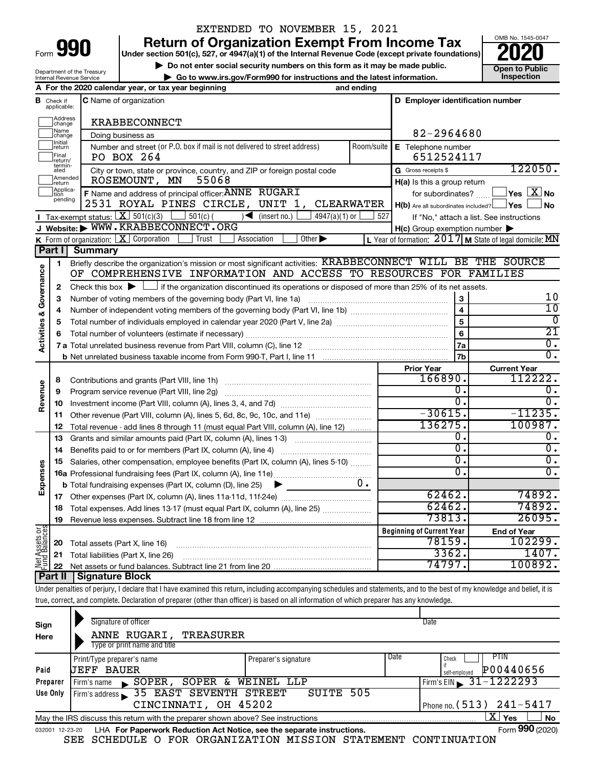EXTENDED TO NOVEMBER 15, 2021

# Form 990 Return of Organization Exempt From Income Tax 2020

Under section 501(c), 527, or 4947(a)(1) of the Internal Revenue Code (except private foundations)

▶ Do not enter social security numbers on this form as it may be made public.

▶ Go to www.irs.gov/Form990 for instructions and the latest information.

OMB No. 1545-0047

Open to Public Inspection

Department of the Treasury
Internal Revenue Service

**A** For the 2020 calendar year, or tax year beginning and ending

**B** Check if applicable: Address change, Name change, Initial return, Final return/terminated, Amended return, Application pending

**C** Name of organization: KRABBECONNECT

Doing business as

Number and street (or P.O. box if mail is not delivered to street address): PO BOX 264 | Room/suite

City or town, state or province, country, and ZIP or foreign postal code: ROSEMOUNT, MN 55068

**D** Employer identification number: 82-2964680

**E** Telephone number: 6512524117

**G** Gross receipts $ 122050.

**F** Name and address of principal officer: ANNE RUGARI, 2531 ROYAL PINES CIRCLE, UNIT 1, CLEARWATER

**H(a)** Is this a group return for subordinates? Yes [ ] No [X]

**H(b)** Are all subordinates included? Yes [ ] No [ ]

If "No," attach a list. See instructions

**H(c)** Group exemption number ▶

**I** Tax-exempt status: [X] 501(c)(3) [ ] 501(c) ( ) ◀ (insert no.) [ ] 4947(a)(1) or [ ] 527

**J** Website: ▶ WWW.KRABBECONNECT.ORG

**K** Form of organization: [X] Corporation [ ] Trust [ ] Association [ ] Other ▶

**L** Year of formation: 2017 **M** State of legal domicile: MN

## Part I Summary

**Activities & Governance**

1 Briefly describe the organization's mission or most significant activities: KRABBECONNECT WILL BE THE SOURCE OF COMPREHENSIVE INFORMATION AND ACCESS TO RESOURCES FOR FAMILIES

2 Check this box ▶ [ ] if the organization discontinued its operations or disposed of more than 25% of its net assets.

| | | | |
|---|---|---|---|
| 3 | Number of voting members of the governing body (Part VI, line 1a) | 3 | 10 |
| 4 | Number of independent voting members of the governing body (Part VI, line 1b) | 4 | 10 |
| 5 | Total number of individuals employed in calendar year 2020 (Part V, line 2a) | 5 | 0 |
| 6 | Total number of volunteers (estimate if necessary) | 6 | 21 |
| 7a | Total unrelated business revenue from Part VIII, column (C), line 12 | 7a | 0. |
| b | Net unrelated business taxable income from Form 990-T, Part I, line 11 | 7b | 0. |

| | | Prior Year | Current Year |
|---|---|---|---|
| **Revenue** | | | |
| 8 | Contributions and grants (Part VIII, line 1h) | 166890. | 112222. |
| 9 | Program service revenue (Part VIII, line 2g) | 0. | 0. |
| 10 | Investment income (Part VIII, column (A), lines 3, 4, and 7d) | 0. | 0. |
| 11 | Other revenue (Part VIII, column (A), lines 5, 6d, 8c, 9c, 10c, and 11e) | -30615. | -11235. |
| 12 | Total revenue - add lines 8 through 11 (must equal Part VIII, column (A), line 12) | 136275. | 100987. |
| **Expenses** | | | |
| 13 | Grants and similar amounts paid (Part IX, column (A), lines 1-3) | 0. | 0. |
| 14 | Benefits paid to or for members (Part IX, column (A), line 4) | 0. | 0. |
| 15 | Salaries, other compensation, employee benefits (Part IX, column (A), lines 5-10) | 0. | 0. |
| 16a | Professional fundraising fees (Part IX, column (A), line 11e) | 0. | 0. |
| b | Total fundraising expenses (Part IX, column (D), line 25) ▶ 0. | | |
| 17 | Other expenses (Part IX, column (A), lines 11a-11d, 11f-24e) | 62462. | 74892. |
| 18 | Total expenses. Add lines 13-17 (must equal Part IX, column (A), line 25) | 62462. | 74892. |
| 19 | Revenue less expenses. Subtract line 18 from line 12 | 73813. | 26095. |

| | | Beginning of Current Year | End of Year |
|---|---|---|---|
| **Net Assets or Fund Balances** | | | |
| 20 | Total assets (Part X, line 16) | 78159. | 102299. |
| 21 | Total liabilities (Part X, line 26) | 3362. | 1407. |
| 22 | Net assets or fund balances. Subtract line 21 from line 20 | 74797. | 100892. |

## Part II Signature Block

Under penalties of perjury, I declare that I have examined this return, including accompanying schedules and statements, and to the best of my knowledge and belief, it is true, correct, and complete. Declaration of preparer (other than officer) is based on all information of which preparer has any knowledge.

**Sign Here**

Signature of officer | Date

ANNE RUGARI, TREASURER

Type or print name and title

**Paid Preparer Use Only**

| Print/Type preparer's name | Preparer's signature | Date | Check if self-employed | PTIN |
|---|---|---|---|---|
| JEFF BAUER | | | [ ] | P00440656 |

Firm's name ▶ SOPER, SOPER & WEINEL LLP | Firm's EIN ▶ 31-1222293

Firm's address ▶ 35 EAST SEVENTH STREET SUITE 505, CINCINNATI, OH 45202 | Phone no. (513) 241-5417

May the IRS discuss this return with the preparer shown above? See instructions [X] Yes [ ] No

032001 12-23-20 LHA For Paperwork Reduction Act Notice, see the separate instructions. Form **990** (2020)

SEE SCHEDULE O FOR ORGANIZATION MISSION STATEMENT CONTINUATION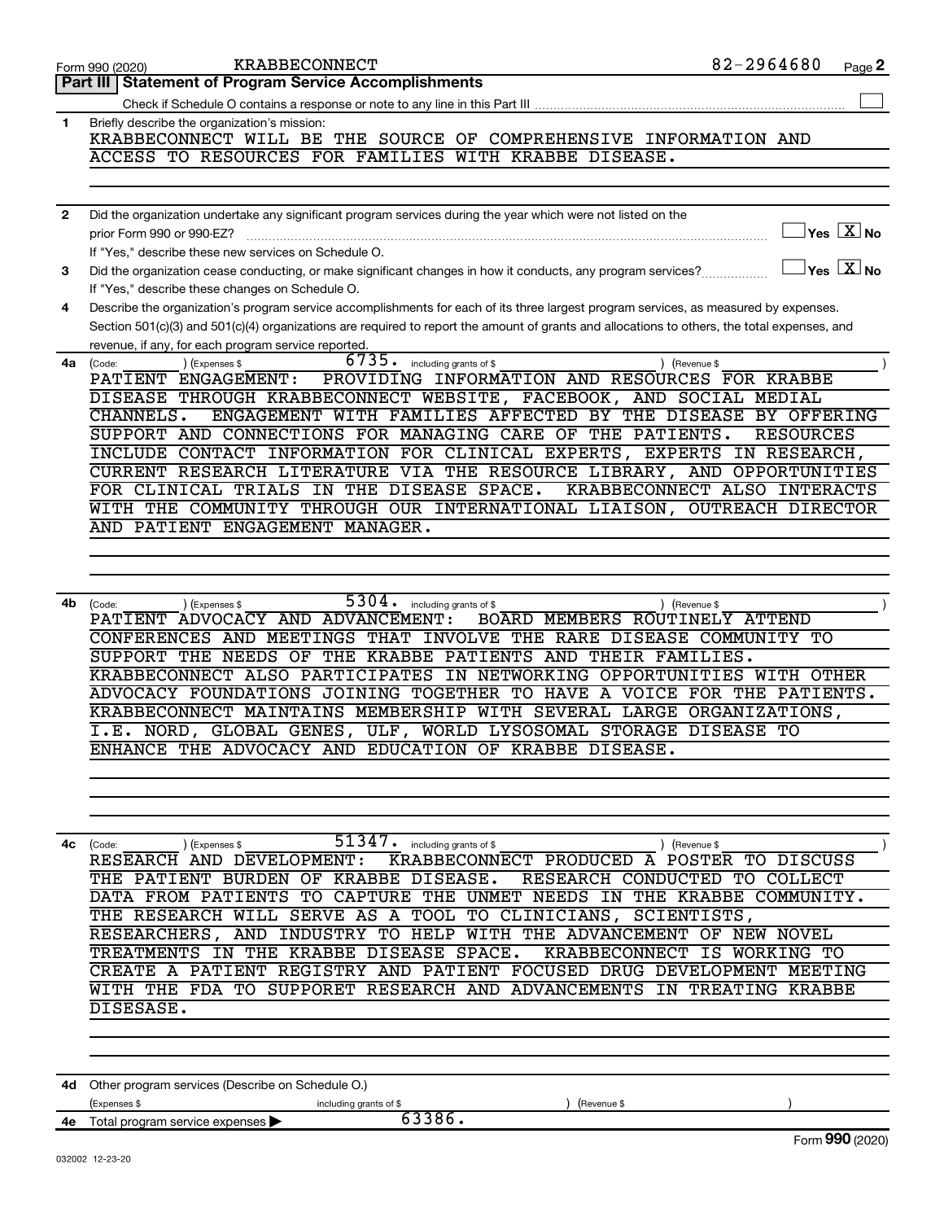Form 990 (2020) KRABBECONNECT 82-2964680 Page 2

## Part III | Statement of Program Service Accomplishments

Check if Schedule O contains a response or note to any line in this Part III ☐

**1** Briefly describe the organization's mission:

KRABBECONNECT WILL BE THE SOURCE OF COMPREHENSIVE INFORMATION AND ACCESS TO RESOURCES FOR FAMILIES WITH KRABBE DISEASE.

**2** Did the organization undertake any significant program services during the year which were not listed on the prior Form 990 or 990-EZ? ☐ Yes ☒ No

If "Yes," describe these new services on Schedule O.

**3** Did the organization cease conducting, or make significant changes in how it conducts, any program services? ☐ Yes ☒ No

If "Yes," describe these changes on Schedule O.

**4** Describe the organization's program service accomplishments for each of its three largest program services, as measured by expenses. Section 501(c)(3) and 501(c)(4) organizations are required to report the amount of grants and allocations to others, the total expenses, and revenue, if any, for each program service reported.

**4a** (Code: ) (Expenses $ 6735. including grants of $ ) (Revenue $ )

PATIENT ENGAGEMENT: PROVIDING INFORMATION AND RESOURCES FOR KRABBE DISEASE THROUGH KRABBECONNECT WEBSITE, FACEBOOK, AND SOCIAL MEDIAL CHANNELS. ENGAGEMENT WITH FAMILIES AFFECTED BY THE DISEASE BY OFFERING SUPPORT AND CONNECTIONS FOR MANAGING CARE OF THE PATIENTS. RESOURCES INCLUDE CONTACT INFORMATION FOR CLINICAL EXPERTS, EXPERTS IN RESEARCH, CURRENT RESEARCH LITERATURE VIA THE RESOURCE LIBRARY, AND OPPORTUNITIES FOR CLINICAL TRIALS IN THE DISEASE SPACE. KRABBECONNECT ALSO INTERACTS WITH THE COMMUNITY THROUGH OUR INTERNATIONAL LIAISON, OUTREACH DIRECTOR AND PATIENT ENGAGEMENT MANAGER.

**4b** (Code: ) (Expenses $ 5304. including grants of $ ) (Revenue $ )

PATIENT ADVOCACY AND ADVANCEMENT: BOARD MEMBERS ROUTINELY ATTEND CONFERENCES AND MEETINGS THAT INVOLVE THE RARE DISEASE COMMUNITY TO SUPPORT THE NEEDS OF THE KRABBE PATIENTS AND THEIR FAMILIES. KRABBECONNECT ALSO PARTICIPATES IN NETWORKING OPPORTUNITIES WITH OTHER ADVOCACY FOUNDATIONS JOINING TOGETHER TO HAVE A VOICE FOR THE PATIENTS. KRABBECONNECT MAINTAINS MEMBERSHIP WITH SEVERAL LARGE ORGANIZATIONS, I.E. NORD, GLOBAL GENES, ULF, WORLD LYSOSOMAL STORAGE DISEASE TO ENHANCE THE ADVOCACY AND EDUCATION OF KRABBE DISEASE.

**4c** (Code: ) (Expenses $ 51347. including grants of $ ) (Revenue $ )

RESEARCH AND DEVELOPMENT: KRABBECONNECT PRODUCED A POSTER TO DISCUSS THE PATIENT BURDEN OF KRABBE DISEASE. RESEARCH CONDUCTED TO COLLECT DATA FROM PATIENTS TO CAPTURE THE UNMET NEEDS IN THE KRABBE COMMUNITY. THE RESEARCH WILL SERVE AS A TOOL TO CLINICIANS, SCIENTISTS, RESEARCHERS, AND INDUSTRY TO HELP WITH THE ADVANCEMENT OF NEW NOVEL TREATMENTS IN THE KRABBE DISEASE SPACE. KRABBECONNECT IS WORKING TO CREATE A PATIENT REGISTRY AND PATIENT FOCUSED DRUG DEVELOPMENT MEETING WITH THE FDA TO SUPPORET RESEARCH AND ADVANCEMENTS IN TREATING KRABBE DISESASE.

**4d** Other program services (Describe on Schedule O.)

(Expenses $ including grants of $ ) (Revenue $ )

**4e** Total program service expenses ▶ 63386.

Form **990** (2020)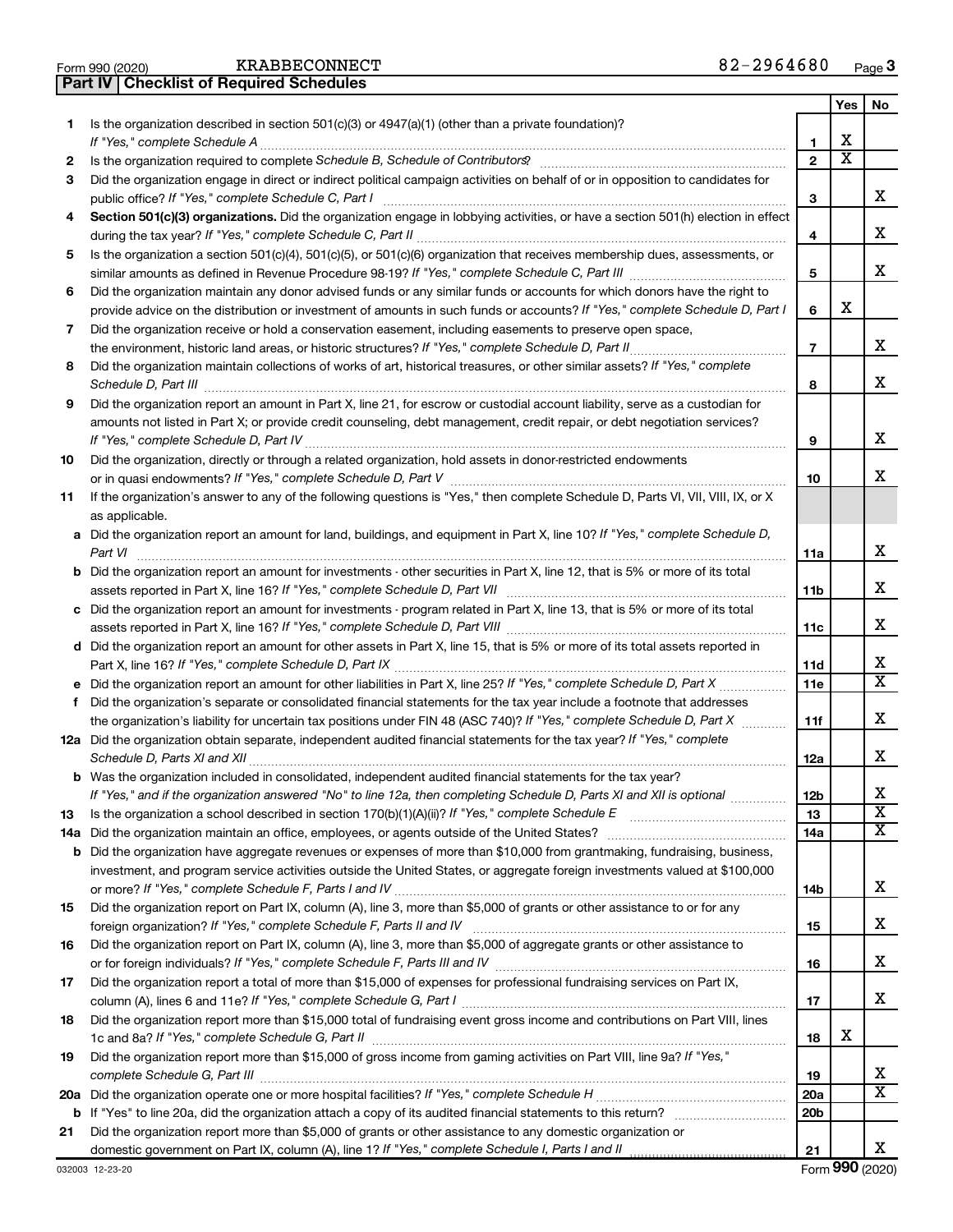Form 990 (2020) KRABBECONNECT 82-2964680

**Part IV | Checklist of Required Schedules**

| | | | Yes | No |
|---|---|---|---|---|
| 1 | Is the organization described in section 501(c)(3) or 4947(a)(1) (other than a private foundation)? *If "Yes," complete Schedule A* | 1 | X | |
| 2 | Is the organization required to complete *Schedule B, Schedule of Contributors*? | 2 | X | |
| 3 | Did the organization engage in direct or indirect political campaign activities on behalf of or in opposition to candidates for public office? *If "Yes," complete Schedule C, Part I* | 3 | | X |
| 4 | **Section 501(c)(3) organizations.** Did the organization engage in lobbying activities, or have a section 501(h) election in effect during the tax year? *If "Yes," complete Schedule C, Part II* | 4 | | X |
| 5 | Is the organization a section 501(c)(4), 501(c)(5), or 501(c)(6) organization that receives membership dues, assessments, or similar amounts as defined in Revenue Procedure 98-19? *If "Yes," complete Schedule C, Part III* | 5 | | X |
| 6 | Did the organization maintain any donor advised funds or any similar funds or accounts for which donors have the right to provide advice on the distribution or investment of amounts in such funds or accounts? *If "Yes," complete Schedule D, Part I* | 6 | X | |
| 7 | Did the organization receive or hold a conservation easement, including easements to preserve open space, the environment, historic land areas, or historic structures? *If "Yes," complete Schedule D, Part II* | 7 | | X |
| 8 | Did the organization maintain collections of works of art, historical treasures, or other similar assets? *If "Yes," complete Schedule D, Part III* | 8 | | X |
| 9 | Did the organization report an amount in Part X, line 21, for escrow or custodial account liability, serve as a custodian for amounts not listed in Part X; or provide credit counseling, debt management, credit repair, or debt negotiation services? *If "Yes," complete Schedule D, Part IV* | 9 | | X |
| 10 | Did the organization, directly or through a related organization, hold assets in donor-restricted endowments or in quasi endowments? *If "Yes," complete Schedule D, Part V* | 10 | | X |
| 11 | If the organization's answer to any of the following questions is "Yes," then complete Schedule D, Parts VI, VII, VIII, IX, or X as applicable. | | | |
| a | Did the organization report an amount for land, buildings, and equipment in Part X, line 10? *If "Yes," complete Schedule D, Part VI* | 11a | | X |
| b | Did the organization report an amount for investments - other securities in Part X, line 12, that is 5% or more of its total assets reported in Part X, line 16? *If "Yes," complete Schedule D, Part VII* | 11b | | X |
| c | Did the organization report an amount for investments - program related in Part X, line 13, that is 5% or more of its total assets reported in Part X, line 16? *If "Yes," complete Schedule D, Part VIII* | 11c | | X |
| d | Did the organization report an amount for other assets in Part X, line 15, that is 5% or more of its total assets reported in Part X, line 16? *If "Yes," complete Schedule D, Part IX* | 11d | | X |
| e | Did the organization report an amount for other liabilities in Part X, line 25? *If "Yes," complete Schedule D, Part X* | 11e | | X |
| f | Did the organization's separate or consolidated financial statements for the tax year include a footnote that addresses the organization's liability for uncertain tax positions under FIN 48 (ASC 740)? *If "Yes," complete Schedule D, Part X* | 11f | | X |
| 12a | Did the organization obtain separate, independent audited financial statements for the tax year? *If "Yes," complete Schedule D, Parts XI and XII* | 12a | | X |
| b | Was the organization included in consolidated, independent audited financial statements for the tax year? *If "Yes," and if the organization answered "No" to line 12a, then completing Schedule D, Parts XI and XII is optional* | 12b | | X |
| 13 | Is the organization a school described in section 170(b)(1)(A)(ii)? *If "Yes," complete Schedule E* | 13 | | X |
| 14a | Did the organization maintain an office, employees, or agents outside of the United States? | 14a | | X |
| b | Did the organization have aggregate revenues or expenses of more than $10,000 from grantmaking, fundraising, business, investment, and program service activities outside the United States, or aggregate foreign investments valued at $100,000 or more? *If "Yes," complete Schedule F, Parts I and IV* | 14b | | X |
| 15 | Did the organization report on Part IX, column (A), line 3, more than $5,000 of grants or other assistance to or for any foreign organization? *If "Yes," complete Schedule F, Parts II and IV* | 15 | | X |
| 16 | Did the organization report on Part IX, column (A), line 3, more than $5,000 of aggregate grants or other assistance to or for foreign individuals? *If "Yes," complete Schedule F, Parts III and IV* | 16 | | X |
| 17 | Did the organization report a total of more than $15,000 of expenses for professional fundraising services on Part IX, column (A), lines 6 and 11e? *If "Yes," complete Schedule G, Part I* | 17 | | X |
| 18 | Did the organization report more than $15,000 total of fundraising event gross income and contributions on Part VIII, lines 1c and 8a? *If "Yes," complete Schedule G, Part II* | 18 | X | |
| 19 | Did the organization report more than $15,000 of gross income from gaming activities on Part VIII, line 9a? *If "Yes," complete Schedule G, Part III* | 19 | | X |
| 20a | Did the organization operate one or more hospital facilities? *If "Yes," complete Schedule H* | 20a | | X |
| b | If "Yes" to line 20a, did the organization attach a copy of its audited financial statements to this return? | 20b | | |
| 21 | Did the organization report more than $5,000 of grants or other assistance to any domestic organization or domestic government on Part IX, column (A), line 1? *If "Yes," complete Schedule I, Parts I and II* | 21 | | X |

032003 12-23-20 Form **990** (2020)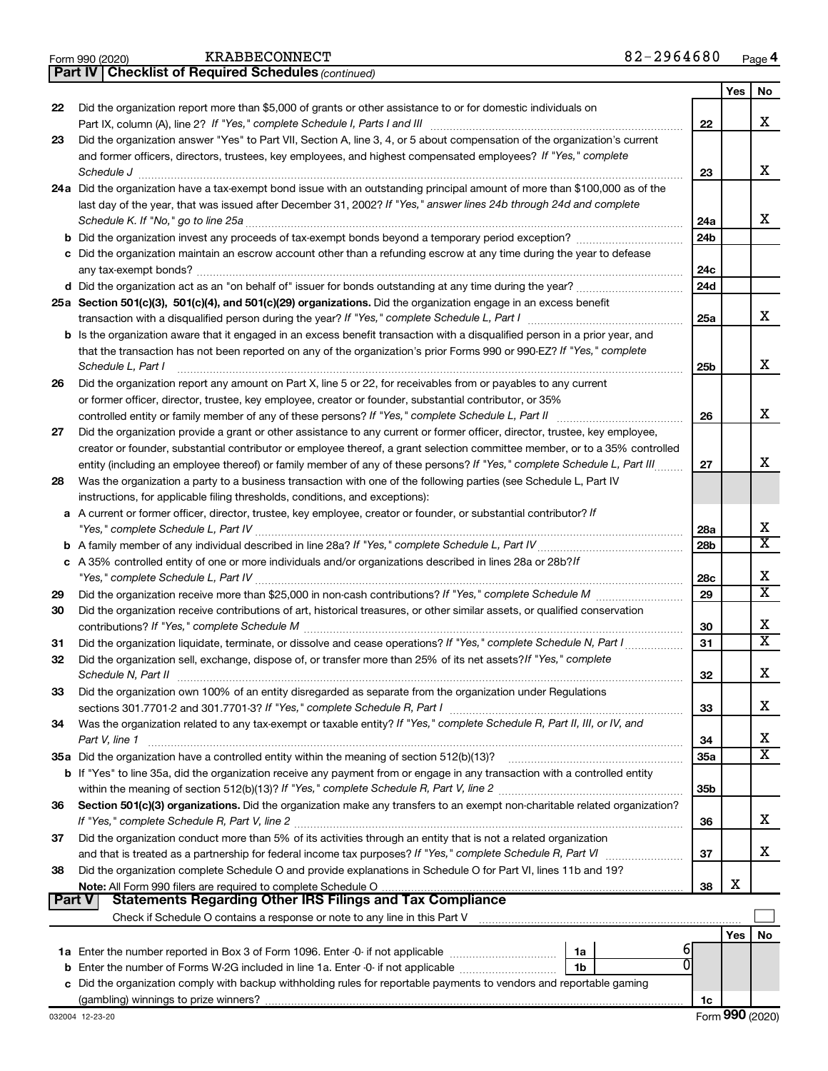Form 990 (2020) KRABBECONNECT 82-2964680 Page 4

**Part IV Checklist of Required Schedules** *(continued)*

| | | | Yes | No |
|---|---|---|---|---|
| 22 | Did the organization report more than $5,000 of grants or other assistance to or for domestic individuals on Part IX, column (A), line 2? *If "Yes," complete Schedule I, Parts I and III* | 22 | | X |
| 23 | Did the organization answer "Yes" to Part VII, Section A, line 3, 4, or 5 about compensation of the organization's current and former officers, directors, trustees, key employees, and highest compensated employees? *If "Yes," complete Schedule J* | 23 | | X |
| 24a | Did the organization have a tax-exempt bond issue with an outstanding principal amount of more than $100,000 as of the last day of the year, that was issued after December 31, 2002? *If "Yes," answer lines 24b through 24d and complete Schedule K. If "No," go to line 25a* | 24a | | X |
| b | Did the organization invest any proceeds of tax-exempt bonds beyond a temporary period exception? | 24b | | |
| c | Did the organization maintain an escrow account other than a refunding escrow at any time during the year to defease any tax-exempt bonds? | 24c | | |
| d | Did the organization act as an "on behalf of" issuer for bonds outstanding at any time during the year? | 24d | | |
| 25a | **Section 501(c)(3), 501(c)(4), and 501(c)(29) organizations.** Did the organization engage in an excess benefit transaction with a disqualified person during the year? *If "Yes," complete Schedule L, Part I* | 25a | | X |
| b | Is the organization aware that it engaged in an excess benefit transaction with a disqualified person in a prior year, and that the transaction has not been reported on any of the organization's prior Forms 990 or 990-EZ? *If "Yes," complete Schedule L, Part I* | 25b | | X |
| 26 | Did the organization report any amount on Part X, line 5 or 22, for receivables from or payables to any current or former officer, director, trustee, key employee, creator or founder, substantial contributor, or 35% controlled entity or family member of any of these persons? *If "Yes," complete Schedule L, Part II* | 26 | | X |
| 27 | Did the organization provide a grant or other assistance to any current or former officer, director, trustee, key employee, creator or founder, substantial contributor or employee thereof, a grant selection committee member, or to a 35% controlled entity (including an employee thereof) or family member of any of these persons? *If "Yes," complete Schedule L, Part III* | 27 | | X |
| 28 | Was the organization a party to a business transaction with one of the following parties (see Schedule L, Part IV instructions, for applicable filing thresholds, conditions, and exceptions): | | | |
| a | A current or former officer, director, trustee, key employee, creator or founder, or substantial contributor? *If "Yes," complete Schedule L, Part IV* | 28a | | X |
| b | A family member of any individual described in line 28a? *If "Yes," complete Schedule L, Part IV* | 28b | | X |
| c | A 35% controlled entity of one or more individuals and/or organizations described in lines 28a or 28b? *If "Yes," complete Schedule L, Part IV* | 28c | | X |
| 29 | Did the organization receive more than $25,000 in non-cash contributions? *If "Yes," complete Schedule M* | 29 | | X |
| 30 | Did the organization receive contributions of art, historical treasures, or other similar assets, or qualified conservation contributions? *If "Yes," complete Schedule M* | 30 | | X |
| 31 | Did the organization liquidate, terminate, or dissolve and cease operations? *If "Yes," complete Schedule N, Part I* | 31 | | X |
| 32 | Did the organization sell, exchange, dispose of, or transfer more than 25% of its net assets? *If "Yes," complete Schedule N, Part II* | 32 | | X |
| 33 | Did the organization own 100% of an entity disregarded as separate from the organization under Regulations sections 301.7701-2 and 301.7701-3? *If "Yes," complete Schedule R, Part I* | 33 | | X |
| 34 | Was the organization related to any tax-exempt or taxable entity? *If "Yes," complete Schedule R, Part II, III, or IV, and Part V, line 1* | 34 | | X |
| 35a | Did the organization have a controlled entity within the meaning of section 512(b)(13)? | 35a | | X |
| b | If "Yes" to line 35a, did the organization receive any payment from or engage in any transaction with a controlled entity within the meaning of section 512(b)(13)? *If "Yes," complete Schedule R, Part V, line 2* | 35b | | |
| 36 | **Section 501(c)(3) organizations.** Did the organization make any transfers to an exempt non-charitable related organization? *If "Yes," complete Schedule R, Part V, line 2* | 36 | | X |
| 37 | Did the organization conduct more than 5% of its activities through an entity that is not a related organization and that is treated as a partnership for federal income tax purposes? *If "Yes," complete Schedule R, Part VI* | 37 | | X |
| 38 | Did the organization complete Schedule O and provide explanations in Schedule O for Part VI, lines 11b and 19? **Note:** All Form 990 filers are required to complete Schedule O | 38 | X | |

**Part V Statements Regarding Other IRS Filings and Tax Compliance**

Check if Schedule O contains a response or note to any line in this Part V ☐

| | | | | | Yes | No |
|---|---|---|---|---|---|---|
| 1a | Enter the number reported in Box 3 of Form 1096. Enter -0- if not applicable | 1a | 6 | | | |
| b | Enter the number of Forms W-2G included in line 1a. Enter -0- if not applicable | 1b | 0 | | | |
| c | Did the organization comply with backup withholding rules for reportable payments to vendors and reportable gaming (gambling) winnings to prize winners? | | | 1c | | |

032004 12-23-20 Form **990** (2020)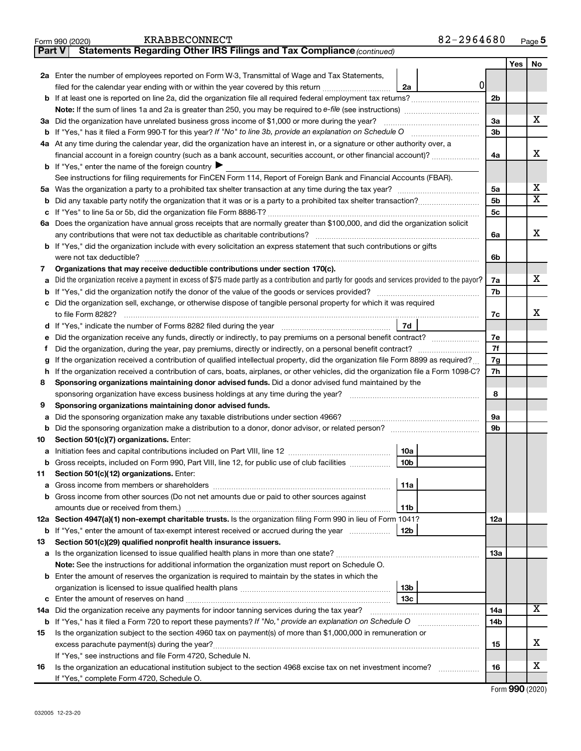Form 990 (2020) KRABBECONNECT 82-2964680 Page 5

**Part V Statements Regarding Other IRS Filings and Tax Compliance** *(continued)*

| | | | | | Yes | No |
|---|---|---|---|---|---|---|
| **2a** | Enter the number of employees reported on Form W-3, Transmittal of Wage and Tax Statements, filed for the calendar year ending with or within the year covered by this return | 2a | 0 | | | |
| **b** | If at least one is reported on line 2a, did the organization file all required federal employment tax returns? | | | 2b | | |
| | **Note:** If the sum of lines 1a and 2a is greater than 250, you may be required to *e-file* (see instructions) | | | | | |
| **3a** | Did the organization have unrelated business gross income of $1,000 or more during the year? | | | 3a | | X |
| **b** | If "Yes," has it filed a Form 990-T for this year? *If "No" to line 3b, provide an explanation on Schedule O* | | | 3b | | |
| **4a** | At any time during the calendar year, did the organization have an interest in, or a signature or other authority over, a financial account in a foreign country (such as a bank account, securities account, or other financial account)? | | | 4a | | X |
| **b** | If "Yes," enter the name of the foreign country ▶ | | | | | |
| | See instructions for filing requirements for FinCEN Form 114, Report of Foreign Bank and Financial Accounts (FBAR). | | | | | |
| **5a** | Was the organization a party to a prohibited tax shelter transaction at any time during the tax year? | | | 5a | | X |
| **b** | Did any taxable party notify the organization that it was or is a party to a prohibited tax shelter transaction? | | | 5b | | X |
| **c** | If "Yes" to line 5a or 5b, did the organization file Form 8886-T? | | | 5c | | |
| **6a** | Does the organization have annual gross receipts that are normally greater than $100,000, and did the organization solicit any contributions that were not tax deductible as charitable contributions? | | | 6a | | X |
| **b** | If "Yes," did the organization include with every solicitation an express statement that such contributions or gifts were not tax deductible? | | | 6b | | |
| **7** | **Organizations that may receive deductible contributions under section 170(c).** | | | | | |
| **a** | Did the organization receive a payment in excess of $75 made partly as a contribution and partly for goods and services provided to the payor? | | | 7a | | X |
| **b** | If "Yes," did the organization notify the donor of the value of the goods or services provided? | | | 7b | | |
| **c** | Did the organization sell, exchange, or otherwise dispose of tangible personal property for which it was required to file Form 8282? | | | 7c | | X |
| **d** | If "Yes," indicate the number of Forms 8282 filed during the year | 7d | | | | |
| **e** | Did the organization receive any funds, directly or indirectly, to pay premiums on a personal benefit contract? | | | 7e | | |
| **f** | Did the organization, during the year, pay premiums, directly or indirectly, on a personal benefit contract? | | | 7f | | |
| **g** | If the organization received a contribution of qualified intellectual property, did the organization file Form 8899 as required? | | | 7g | | |
| **h** | If the organization received a contribution of cars, boats, airplanes, or other vehicles, did the organization file a Form 1098-C? | | | 7h | | |
| **8** | **Sponsoring organizations maintaining donor advised funds.** Did a donor advised fund maintained by the sponsoring organization have excess business holdings at any time during the year? | | | 8 | | |
| **9** | **Sponsoring organizations maintaining donor advised funds.** | | | | | |
| **a** | Did the sponsoring organization make any taxable distributions under section 4966? | | | 9a | | |
| **b** | Did the sponsoring organization make a distribution to a donor, donor advisor, or related person? | | | 9b | | |
| **10** | **Section 501(c)(7) organizations.** Enter: | | | | | |
| **a** | Initiation fees and capital contributions included on Part VIII, line 12 | 10a | | | | |
| **b** | Gross receipts, included on Form 990, Part VIII, line 12, for public use of club facilities | 10b | | | | |
| **11** | **Section 501(c)(12) organizations.** Enter: | | | | | |
| **a** | Gross income from members or shareholders | 11a | | | | |
| **b** | Gross income from other sources (Do not net amounts due or paid to other sources against amounts due or received from them.) | 11b | | | | |
| **12a** | **Section 4947(a)(1) non-exempt charitable trusts.** Is the organization filing Form 990 in lieu of Form 1041? | | | 12a | | |
| **b** | If "Yes," enter the amount of tax-exempt interest received or accrued during the year | 12b | | | | |
| **13** | **Section 501(c)(29) qualified nonprofit health insurance issuers.** | | | | | |
| **a** | Is the organization licensed to issue qualified health plans in more than one state? | | | 13a | | |
| | **Note:** See the instructions for additional information the organization must report on Schedule O. | | | | | |
| **b** | Enter the amount of reserves the organization is required to maintain by the states in which the organization is licensed to issue qualified health plans | 13b | | | | |
| **c** | Enter the amount of reserves on hand | 13c | | | | |
| **14a** | Did the organization receive any payments for indoor tanning services during the tax year? | | | 14a | | X |
| **b** | If "Yes," has it filed a Form 720 to report these payments? *If "No," provide an explanation on Schedule O* | | | 14b | | |
| **15** | Is the organization subject to the section 4960 tax on payment(s) of more than $1,000,000 in remuneration or excess parachute payment(s) during the year? | | | 15 | | X |
| | If "Yes," see instructions and file Form 4720, Schedule N. | | | | | |
| **16** | Is the organization an educational institution subject to the section 4968 excise tax on net investment income? | | | 16 | | X |
| | If "Yes," complete Form 4720, Schedule O. | | | | | |

Form **990** (2020)

032005 12-23-20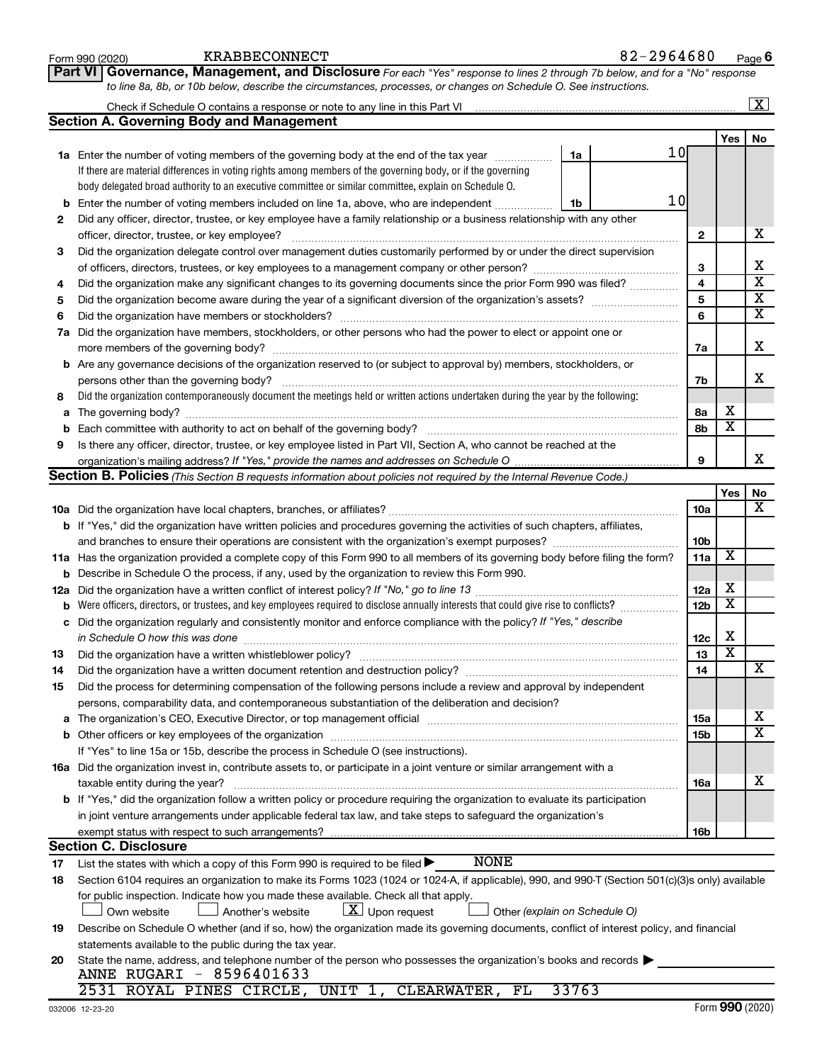Form 990 (2020) KRABBECONNECT 82-2964680 Page 6

**Part VI Governance, Management, and Disclosure** *For each "Yes" response to lines 2 through 7b below, and for a "No" response to line 8a, 8b, or 10b below, describe the circumstances, processes, or changes on Schedule O. See instructions.*

Check if Schedule O contains a response or note to any line in this Part VI [X]

## Section A. Governing Body and Management

| | | | | Yes | No |
|---|---|---|---|---|---|
| **1a** | Enter the number of voting members of the governing body at the end of the tax year. If there are material differences in voting rights among members of the governing body, or if the governing body delegated broad authority to an executive committee or similar committee, explain on Schedule O. | 1a: 10 | | | |
| **b** | Enter the number of voting members included on line 1a, above, who are independent | 1b: 10 | | | |
| **2** | Did any officer, director, trustee, or key employee have a family relationship or a business relationship with any other officer, director, trustee, or key employee? | | 2 | | X |
| **3** | Did the organization delegate control over management duties customarily performed by or under the direct supervision of officers, directors, trustees, or key employees to a management company or other person? | | 3 | | X |
| **4** | Did the organization make any significant changes to its governing documents since the prior Form 990 was filed? | | 4 | | X |
| **5** | Did the organization become aware during the year of a significant diversion of the organization's assets? | | 5 | | X |
| **6** | Did the organization have members or stockholders? | | 6 | | X |
| **7a** | Did the organization have members, stockholders, or other persons who had the power to elect or appoint one or more members of the governing body? | | 7a | | X |
| **b** | Are any governance decisions of the organization reserved to (or subject to approval by) members, stockholders, or persons other than the governing body? | | 7b | | X |
| **8** | Did the organization contemporaneously document the meetings held or written actions undertaken during the year by the following: | | | | |
| **a** | The governing body? | | 8a | X | |
| **b** | Each committee with authority to act on behalf of the governing body? | | 8b | X | |
| **9** | Is there any officer, director, trustee, or key employee listed in Part VII, Section A, who cannot be reached at the organization's mailing address? *If "Yes," provide the names and addresses on Schedule O* | | 9 | | X |

## Section B. Policies *(This Section B requests information about policies not required by the Internal Revenue Code.)*

| | | | Yes | No |
|---|---|---|---|---|
| **10a** | Did the organization have local chapters, branches, or affiliates? | 10a | | X |
| **b** | If "Yes," did the organization have written policies and procedures governing the activities of such chapters, affiliates, and branches to ensure their operations are consistent with the organization's exempt purposes? | 10b | | |
| **11a** | Has the organization provided a complete copy of this Form 990 to all members of its governing body before filing the form? | 11a | X | |
| **b** | Describe in Schedule O the process, if any, used by the organization to review this Form 990. | | | |
| **12a** | Did the organization have a written conflict of interest policy? *If "No," go to line 13* | 12a | X | |
| **b** | Were officers, directors, or trustees, and key employees required to disclose annually interests that could give rise to conflicts? | 12b | X | |
| **c** | Did the organization regularly and consistently monitor and enforce compliance with the policy? *If "Yes," describe in Schedule O how this was done* | 12c | X | |
| **13** | Did the organization have a written whistleblower policy? | 13 | X | |
| **14** | Did the organization have a written document retention and destruction policy? | 14 | | X |
| **15** | Did the process for determining compensation of the following persons include a review and approval by independent persons, comparability data, and contemporaneous substantiation of the deliberation and decision? | | | |
| **a** | The organization's CEO, Executive Director, or top management official | 15a | | X |
| **b** | Other officers or key employees of the organization | 15b | | X |
| | If "Yes" to line 15a or 15b, describe the process in Schedule O (see instructions). | | | |
| **16a** | Did the organization invest in, contribute assets to, or participate in a joint venture or similar arrangement with a taxable entity during the year? | 16a | | X |
| **b** | If "Yes," did the organization follow a written policy or procedure requiring the organization to evaluate its participation in joint venture arrangements under applicable federal tax law, and take steps to safeguard the organization's exempt status with respect to such arrangements? | 16b | | |

## Section C. Disclosure

**17** List the states with which a copy of this Form 990 is required to be filed ▶ NONE

**18** Section 6104 requires an organization to make its Forms 1023 (1024 or 1024-A, if applicable), 990, and 990-T (Section 501(c)(3)s only) available for public inspection. Indicate how you made these available. Check all that apply.

[ ] Own website [ ] Another's website [X] Upon request [ ] Other *(explain on Schedule O)*

**19** Describe on Schedule O whether (and if so, how) the organization made its governing documents, conflict of interest policy, and financial statements available to the public during the tax year.

**20** State the name, address, and telephone number of the person who possesses the organization's books and records ▶

ANNE RUGARI - 8596401633
2531 ROYAL PINES CIRCLE, UNIT 1, CLEARWATER, FL 33763

032006 12-23-20 Form 990 (2020)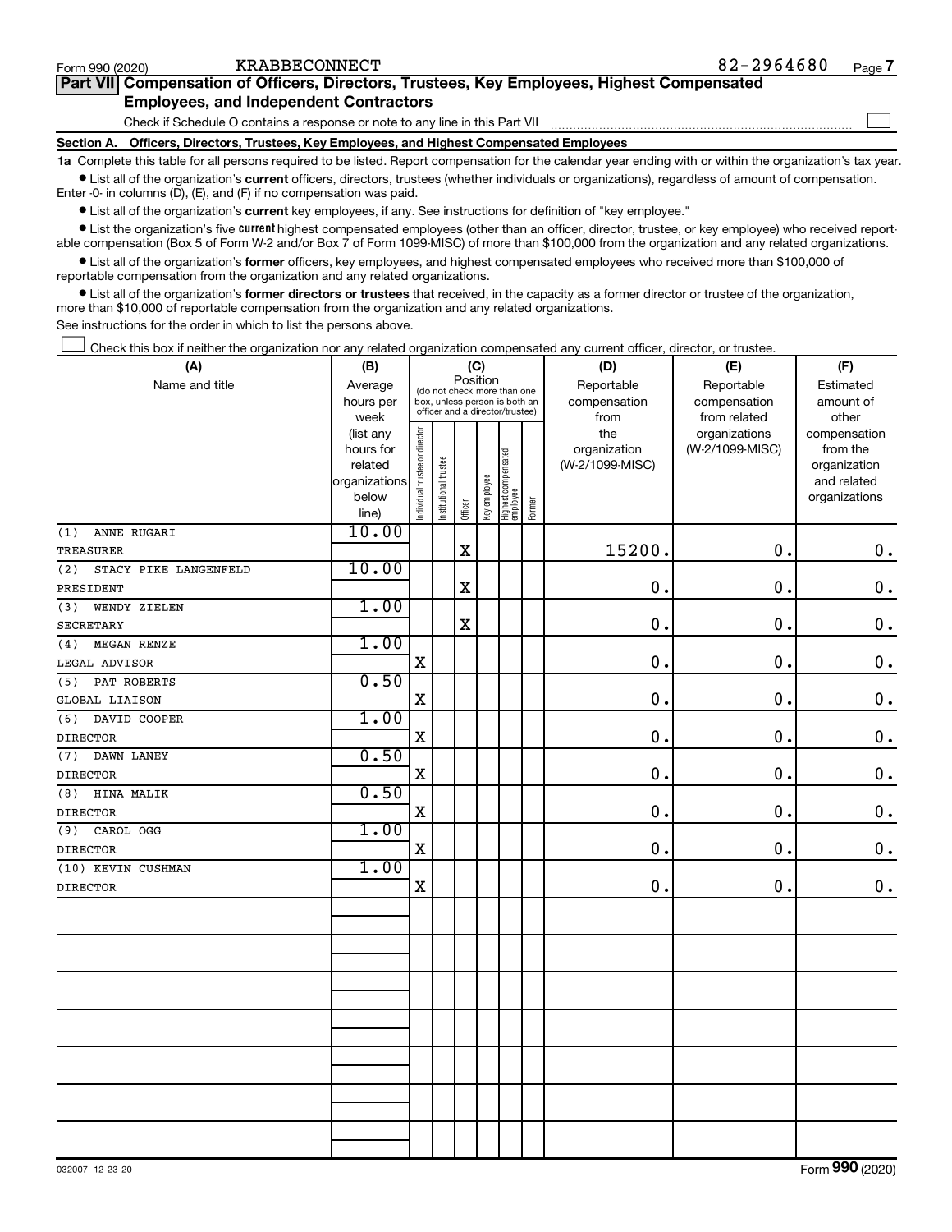Form 990 (2020) KRABBECONNECT 82-2964680

**Part VII Compensation of Officers, Directors, Trustees, Key Employees, Highest Compensated Employees, and Independent Contractors**

Check if Schedule O contains a response or note to any line in this Part VII

**Section A. Officers, Directors, Trustees, Key Employees, and Highest Compensated Employees**

**1a** Complete this table for all persons required to be listed. Report compensation for the calendar year ending with or within the organization's tax year.

- List all of the organization's **current** officers, directors, trustees (whether individuals or organizations), regardless of amount of compensation. Enter -0- in columns (D), (E), and (F) if no compensation was paid.
- List all of the organization's **current** key employees, if any. See instructions for definition of "key employee."
- List the organization's five **current** highest compensated employees (other than an officer, director, trustee, or key employee) who received reportable compensation (Box 5 of Form W-2 and/or Box 7 of Form 1099-MISC) of more than $100,000 from the organization and any related organizations.
- List all of the organization's **former** officers, key employees, and highest compensated employees who received more than $100,000 of reportable compensation from the organization and any related organizations.
- List all of the organization's **former directors or trustees** that received, in the capacity as a former director or trustee of the organization, more than $10,000 of reportable compensation from the organization and any related organizations.

See instructions for the order in which to list the persons above.

Check this box if neither the organization nor any related organization compensated any current officer, director, or trustee.

| (A) Name and title | (B) Average hours per week (list any hours for related organizations below line) | (C) Position (do not check more than one box, unless person is both an officer and a director/trustee): Individual trustee or director | Institutional trustee | Officer | Key employee | Highest compensated employee | Former | (D) Reportable compensation from the organization (W-2/1099-MISC) | (E) Reportable compensation from related organizations (W-2/1099-MISC) | (F) Estimated amount of other compensation from the organization and related organizations |
|---|---|---|---|---|---|---|---|---|---|---|
| (1) ANNE RUGARI<br>TREASURER | 10.00 | | | X | | | | 15200. | 0. | 0. |
| (2) STACY PIKE LANGENFELD<br>PRESIDENT | 10.00 | | | X | | | | 0. | 0. | 0. |
| (3) WENDY ZIELEN<br>SECRETARY | 1.00 | | | X | | | | 0. | 0. | 0. |
| (4) MEGAN RENZE<br>LEGAL ADVISOR | 1.00 | X | | | | | | 0. | 0. | 0. |
| (5) PAT ROBERTS<br>GLOBAL LIAISON | 0.50 | X | | | | | | 0. | 0. | 0. |
| (6) DAVID COOPER<br>DIRECTOR | 1.00 | X | | | | | | 0. | 0. | 0. |
| (7) DAWN LANEY<br>DIRECTOR | 0.50 | X | | | | | | 0. | 0. | 0. |
| (8) HINA MALIK<br>DIRECTOR | 0.50 | X | | | | | | 0. | 0. | 0. |
| (9) CAROL OGG<br>DIRECTOR | 1.00 | X | | | | | | 0. | 0. | 0. |
| (10) KEVIN CUSHMAN<br>DIRECTOR | 1.00 | X | | | | | | 0. | 0. | 0. |

032007 12-23-20 Form **990** (2020)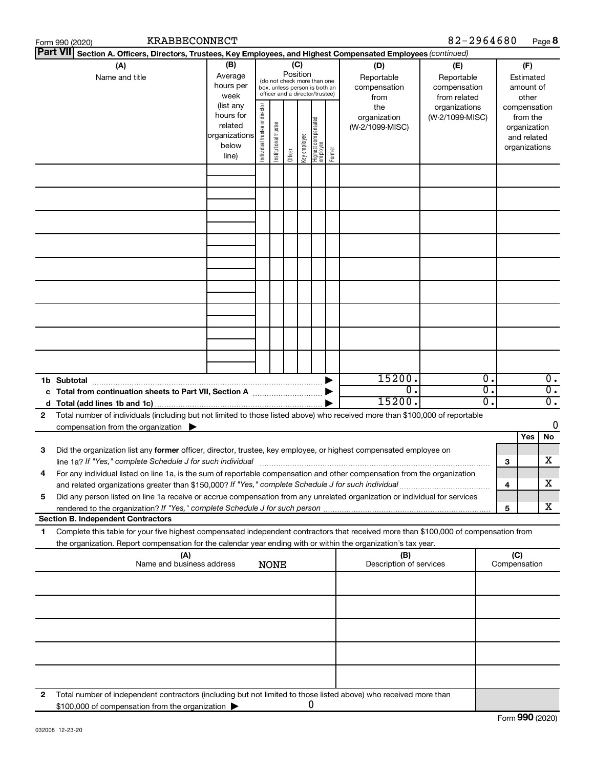Form 990 (2020) KRABBECONNECT 82-2964680

**Part VII Section A. Officers, Directors, Trustees, Key Employees, and Highest Compensated Employees** *(continued)*

| (A) Name and title | (B) Average hours per week (list any hours for related organizations below line) | (C) Position (do not check more than one box, unless person is both an officer and a director/trustee): Individual trustee or director | Institutional trustee | Officer | Key employee | Highest compensated employee | Former | (D) Reportable compensation from the organization (W-2/1099-MISC) | (E) Reportable compensation from related organizations (W-2/1099-MISC) | (F) Estimated amount of other compensation from the organization and related organizations |
|---|---|---|---|---|---|---|---|---|---|---|
| | | | | | | | | | | |
| | | | | | | | | | | |
| | | | | | | | | | | |
| | | | | | | | | | | |
| | | | | | | | | | | |
| | | | | | | | | | | |
| | | | | | | | | | | |
| | | | | | | | | | | |
| | | | | | | | | | | |
| **1b Subtotal** | | | | | | | | 15200. | 0. | 0. |
| **c Total from continuation sheets to Part VII, Section A** | | | | | | | | 0. | 0. | 0. |
| **d Total (add lines 1b and 1c)** | | | | | | | | 15200. | 0. | 0. |

**2** Total number of individuals (including but not limited to those listed above) who received more than $100,000 of reportable compensation from the organization ▶ 0

| | | Yes | No |
|---|---|---|---|
| **3** Did the organization list any **former** officer, director, trustee, key employee, or highest compensated employee on line 1a? *If "Yes," complete Schedule J for such individual* | 3 | | X |
| **4** For any individual listed on line 1a, is the sum of reportable compensation and other compensation from the organization and related organizations greater than $150,000? *If "Yes," complete Schedule J for such individual* | 4 | | X |
| **5** Did any person listed on line 1a receive or accrue compensation from any unrelated organization or individual for services rendered to the organization? *If "Yes," complete Schedule J for such person* | 5 | | X |

**Section B. Independent Contractors**

**1** Complete this table for your five highest compensated independent contractors that received more than $100,000 of compensation from the organization. Report compensation for the calendar year ending with or within the organization's tax year.

| (A) Name and business address | (B) Description of services | (C) Compensation |
|---|---|---|
| NONE | | |
| | | |
| | | |
| | | |
| | | |

**2** Total number of independent contractors (including but not limited to those listed above) who received more than $100,000 of compensation from the organization ▶ 0

Form **990** (2020)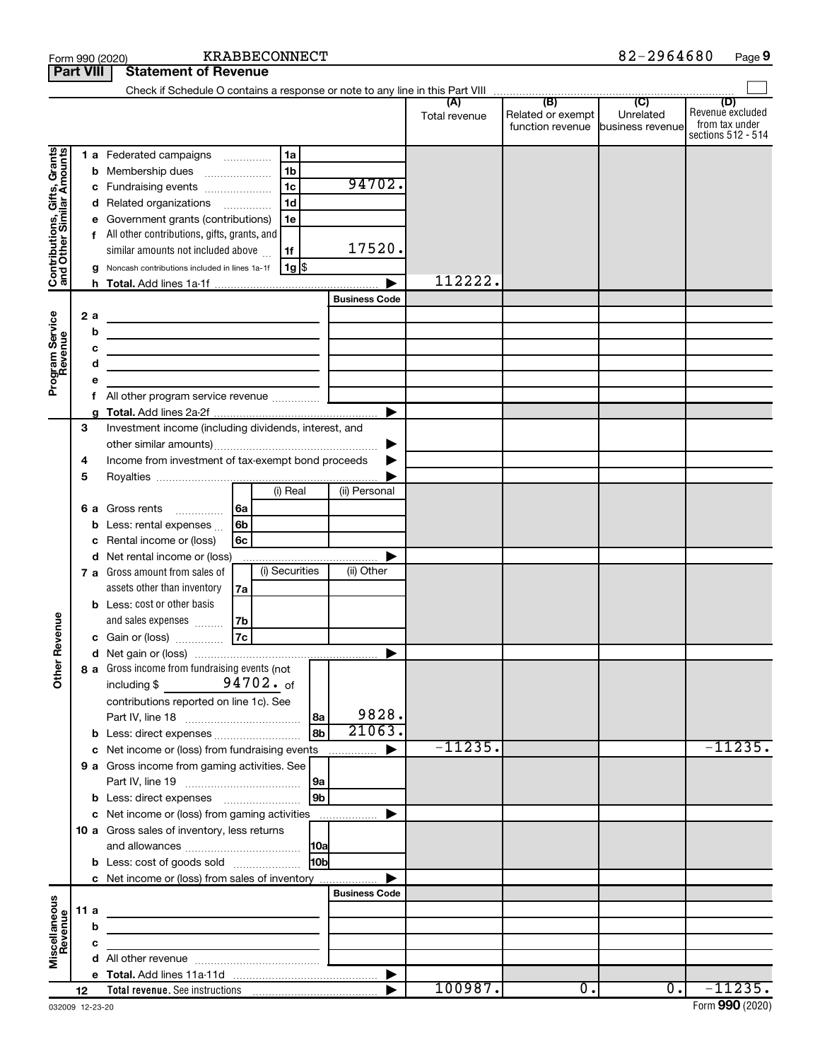Form 990 (2020) KRABBECONNECT 82-2964680 Page 9

**Part VIII Statement of Revenue**

Check if Schedule O contains a response or note to any line in this Part VIII

| | | | (A) Total revenue | (B) Related or exempt function revenue | (C) Unrelated business revenue | (D) Revenue excluded from tax under sections 512 - 514 |
|---|---|---|---|---|---|---|
| **Contributions, Gifts, Grants and Other Similar Amounts** | 1 a Federated campaigns 1a | | | | | |
| | b Membership dues 1b | | | | | |
| | c Fundraising events 1c | 94702. | | | | |
| | d Related organizations 1d | | | | | |
| | e Government grants (contributions) 1e | | | | | |
| | f All other contributions, gifts, grants, and similar amounts not included above 1f | 17520. | | | | |
| | g Noncash contributions included in lines 1a-1f 1g $ | | | | | |
| | h **Total.** Add lines 1a-1f | | 112222. | | | |
| **Program Service Revenue** | | Business Code | | | | |
| | 2 a | | | | | |
| | b | | | | | |
| | c | | | | | |
| | d | | | | | |
| | e | | | | | |
| | f All other program service revenue | | | | | |
| | g **Total.** Add lines 2a-2f | | | | | |
| **Other Revenue** | 3 Investment income (including dividends, interest, and other similar amounts) | | | | | |
| | 4 Income from investment of tax-exempt bond proceeds | | | | | |
| | 5 Royalties | | | | | |
| | 6 a Gross rents 6a — (i) Real / (ii) Personal | | | | | |
| | b Less: rental expenses 6b | | | | | |
| | c Rental income or (loss) 6c | | | | | |
| | d Net rental income or (loss) | | | | | |
| | 7 a Gross amount from sales of assets other than inventory 7a — (i) Securities / (ii) Other | | | | | |
| | b Less: cost or other basis and sales expenses 7b | | | | | |
| | c Gain or (loss) 7c | | | | | |
| | d Net gain or (loss) | | | | | |
| | 8 a Gross income from fundraising events (not including $ 94702. of contributions reported on line 1c). See Part IV, line 18 8a | 9828. | | | | |
| | b Less: direct expenses 8b | 21063. | | | | |
| | c Net income or (loss) from fundraising events | | -11235. | | | -11235. |
| | 9 a Gross income from gaming activities. See Part IV, line 19 9a | | | | | |
| | b Less: direct expenses 9b | | | | | |
| | c Net income or (loss) from gaming activities | | | | | |
| | 10 a Gross sales of inventory, less returns and allowances 10a | | | | | |
| | b Less: cost of goods sold 10b | | | | | |
| | c Net income or (loss) from sales of inventory | | | | | |
| **Miscellaneous Revenue** | | Business Code | | | | |
| | 11 a | | | | | |
| | b | | | | | |
| | c | | | | | |
| | d All other revenue | | | | | |
| | e **Total.** Add lines 11a-11d | | | | | |
| | 12 **Total revenue.** See instructions | | 100987. | 0. | 0. | -11235. |

032009 12-23-20 Form **990** (2020)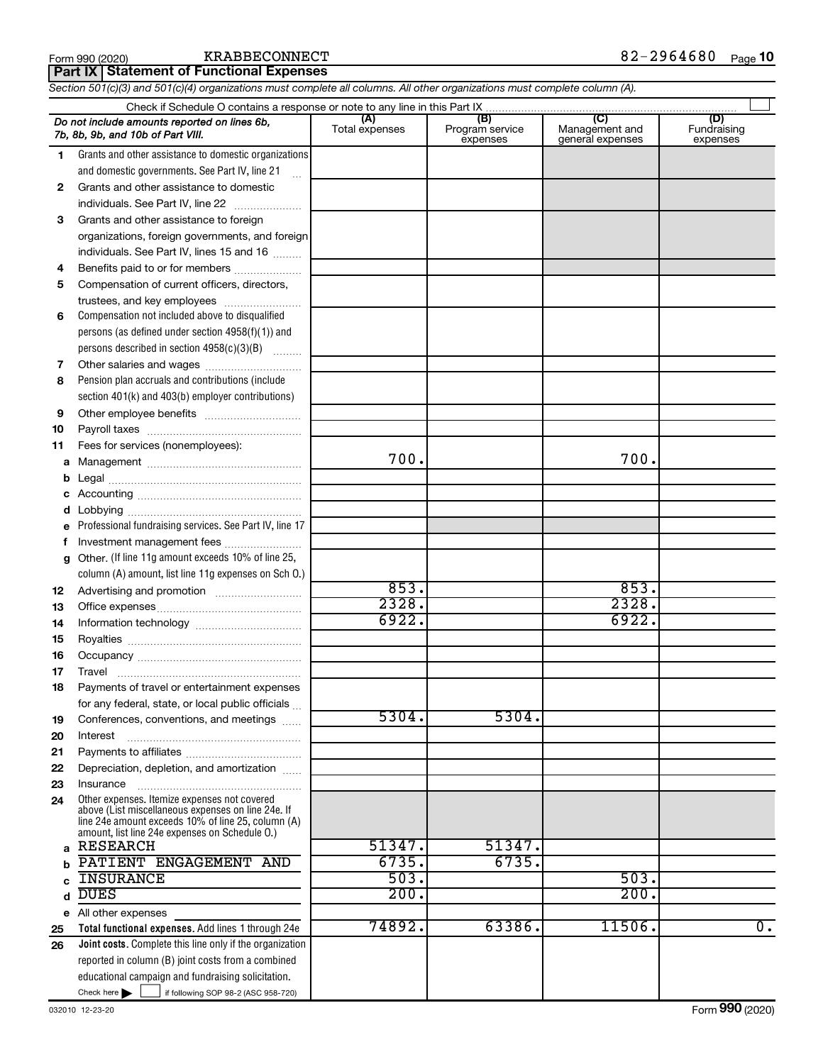Form 990 (2020) KRABBECONNECT 82-2964680

## Part IX Statement of Functional Expenses

*Section 501(c)(3) and 501(c)(4) organizations must complete all columns. All other organizations must complete column (A).*

Check if Schedule O contains a response or note to any line in this Part IX

| *Do not include amounts reported on lines 6b, 7b, 8b, 9b, and 10b of Part VIII.* | (A) Total expenses | (B) Program service expenses | (C) Management and general expenses | (D) Fundraising expenses |
|---|---|---|---|---|
| 1 Grants and other assistance to domestic organizations and domestic governments. See Part IV, line 21 | | | | |
| 2 Grants and other assistance to domestic individuals. See Part IV, line 22 | | | | |
| 3 Grants and other assistance to foreign organizations, foreign governments, and foreign individuals. See Part IV, lines 15 and 16 | | | | |
| 4 Benefits paid to or for members | | | | |
| 5 Compensation of current officers, directors, trustees, and key employees | | | | |
| 6 Compensation not included above to disqualified persons (as defined under section 4958(f)(1)) and persons described in section 4958(c)(3)(B) | | | | |
| 7 Other salaries and wages | | | | |
| 8 Pension plan accruals and contributions (include section 401(k) and 403(b) employer contributions) | | | | |
| 9 Other employee benefits | | | | |
| 10 Payroll taxes | | | | |
| 11 Fees for services (nonemployees): | | | | |
| a Management | 700. | | 700. | |
| b Legal | | | | |
| c Accounting | | | | |
| d Lobbying | | | | |
| e Professional fundraising services. See Part IV, line 17 | | | | |
| f Investment management fees | | | | |
| g Other. (If line 11g amount exceeds 10% of line 25, column (A) amount, list line 11g expenses on Sch O.) | | | | |
| 12 Advertising and promotion | 853. | | 853. | |
| 13 Office expenses | 2328. | | 2328. | |
| 14 Information technology | 6922. | | 6922. | |
| 15 Royalties | | | | |
| 16 Occupancy | | | | |
| 17 Travel | | | | |
| 18 Payments of travel or entertainment expenses for any federal, state, or local public officials | | | | |
| 19 Conferences, conventions, and meetings | 5304. | 5304. | | |
| 20 Interest | | | | |
| 21 Payments to affiliates | | | | |
| 22 Depreciation, depletion, and amortization | | | | |
| 23 Insurance | | | | |
| 24 Other expenses. Itemize expenses not covered above (List miscellaneous expenses on line 24e. If line 24e amount exceeds 10% of line 25, column (A) amount, list line 24e expenses on Schedule O.) | | | | |
| a RESEARCH | 51347. | 51347. | | |
| b PATIENT ENGAGEMENT AND | 6735. | 6735. | | |
| c INSURANCE | 503. | | 503. | |
| d DUES | 200. | | 200. | |
| e All other expenses | | | | |
| 25 **Total functional expenses.** Add lines 1 through 24e | 74892. | 63386. | 11506. | 0. |
| 26 **Joint costs.** Complete this line only if the organization reported in column (B) joint costs from a combined educational campaign and fundraising solicitation. Check here ☐ if following SOP 98-2 (ASC 958-720) | | | | |

032010 12-23-20 Form **990** (2020)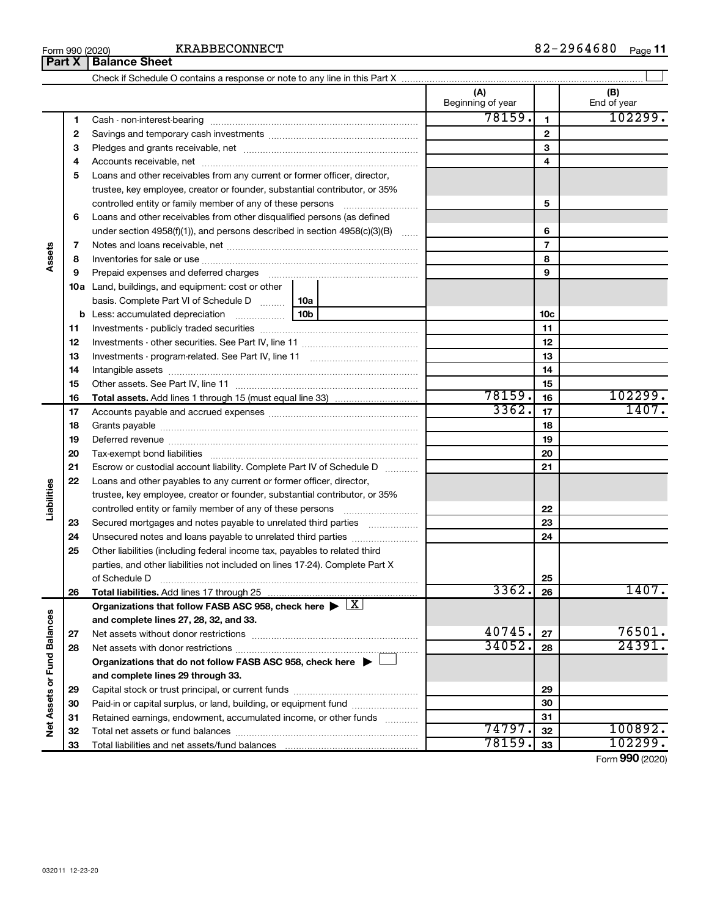Form 990 (2020) KRABBECONNECT 82-2964680

## Part X Balance Sheet

Check if Schedule O contains a response or note to any line in this Part X ☐

| | | | (A) Beginning of year | | (B) End of year |
|---|---|---|---|---|---|
| **Assets** | 1 | Cash - non-interest-bearing | 78159. | 1 | 102299. |
| | 2 | Savings and temporary cash investments | | 2 | |
| | 3 | Pledges and grants receivable, net | | 3 | |
| | 4 | Accounts receivable, net | | 4 | |
| | 5 | Loans and other receivables from any current or former officer, director, trustee, key employee, creator or founder, substantial contributor, or 35% controlled entity or family member of any of these persons | | 5 | |
| | 6 | Loans and other receivables from other disqualified persons (as defined under section 4958(f)(1)), and persons described in section 4958(c)(3)(B) | | 6 | |
| | 7 | Notes and loans receivable, net | | 7 | |
| | 8 | Inventories for sale or use | | 8 | |
| | 9 | Prepaid expenses and deferred charges | | 9 | |
| | 10a | Land, buildings, and equipment: cost or other basis. Complete Part VI of Schedule D 10a | | | |
| | b | Less: accumulated depreciation 10b | | 10c | |
| | 11 | Investments - publicly traded securities | | 11 | |
| | 12 | Investments - other securities. See Part IV, line 11 | | 12 | |
| | 13 | Investments - program-related. See Part IV, line 11 | | 13 | |
| | 14 | Intangible assets | | 14 | |
| | 15 | Other assets. See Part IV, line 11 | | 15 | |
| | 16 | **Total assets.** Add lines 1 through 15 (must equal line 33) | 78159. | 16 | 102299. |
| **Liabilities** | 17 | Accounts payable and accrued expenses | 3362. | 17 | 1407. |
| | 18 | Grants payable | | 18 | |
| | 19 | Deferred revenue | | 19 | |
| | 20 | Tax-exempt bond liabilities | | 20 | |
| | 21 | Escrow or custodial account liability. Complete Part IV of Schedule D | | 21 | |
| | 22 | Loans and other payables to any current or former officer, director, trustee, key employee, creator or founder, substantial contributor, or 35% controlled entity or family member of any of these persons | | 22 | |
| | 23 | Secured mortgages and notes payable to unrelated third parties | | 23 | |
| | 24 | Unsecured notes and loans payable to unrelated third parties | | 24 | |
| | 25 | Other liabilities (including federal income tax, payables to related third parties, and other liabilities not included on lines 17-24). Complete Part X of Schedule D | | 25 | |
| | 26 | **Total liabilities.** Add lines 17 through 25 | 3362. | 26 | 1407. |
| **Net Assets or Fund Balances** | | **Organizations that follow FASB ASC 958, check here ▶ ☒ and complete lines 27, 28, 32, and 33.** | | | |
| | 27 | Net assets without donor restrictions | 40745. | 27 | 76501. |
| | 28 | Net assets with donor restrictions | 34052. | 28 | 24391. |
| | | **Organizations that do not follow FASB ASC 958, check here ▶ ☐ and complete lines 29 through 33.** | | | |
| | 29 | Capital stock or trust principal, or current funds | | 29 | |
| | 30 | Paid-in or capital surplus, or land, building, or equipment fund | | 30 | |
| | 31 | Retained earnings, endowment, accumulated income, or other funds | | 31 | |
| | 32 | Total net assets or fund balances | 74797. | 32 | 100892. |
| | 33 | Total liabilities and net assets/fund balances | 78159. | 33 | 102299. |

Form **990** (2020)

032011 12-23-20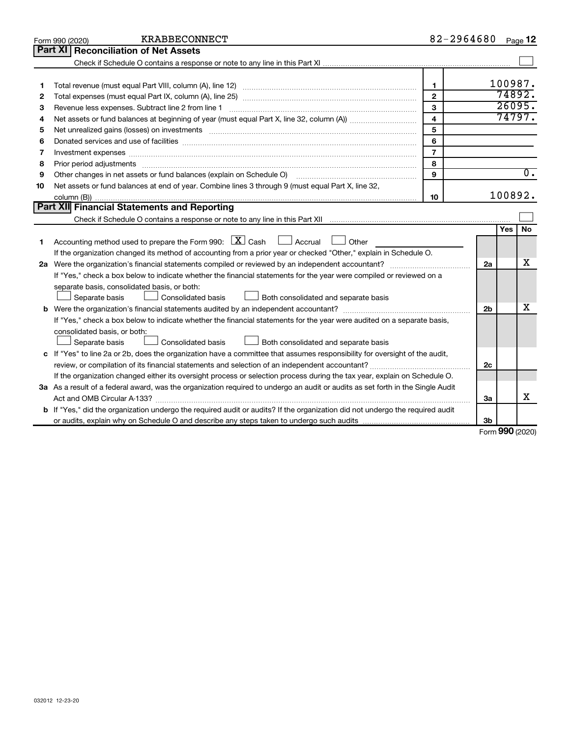Form 990 (2020) KRABBECONNECT 82-2964680

## Part XI Reconciliation of Net Assets

Check if Schedule O contains a response or note to any line in this Part XI ☐

| | | | |
|---|---|---|---|
| 1 | Total revenue (must equal Part VIII, column (A), line 12) | 1 | 100987. |
| 2 | Total expenses (must equal Part IX, column (A), line 25) | 2 | 74892. |
| 3 | Revenue less expenses. Subtract line 2 from line 1 | 3 | 26095. |
| 4 | Net assets or fund balances at beginning of year (must equal Part X, line 32, column (A)) | 4 | 74797. |
| 5 | Net unrealized gains (losses) on investments | 5 | |
| 6 | Donated services and use of facilities | 6 | |
| 7 | Investment expenses | 7 | |
| 8 | Prior period adjustments | 8 | |
| 9 | Other changes in net assets or fund balances (explain on Schedule O) | 9 | 0. |
| 10 | Net assets or fund balances at end of year. Combine lines 3 through 9 (must equal Part X, line 32, column (B)) | 10 | 100892. |

## Part XII Financial Statements and Reporting

Check if Schedule O contains a response or note to any line in this Part XII ☐

| | | | Yes | No |
|---|---|---|---|---|
| 1 | Accounting method used to prepare the Form 990: ☒ Cash ☐ Accrual ☐ Other<br>If the organization changed its method of accounting from a prior year or checked "Other," explain in Schedule O. | | | |
| 2a | Were the organization's financial statements compiled or reviewed by an independent accountant?<br>If "Yes," check a box below to indicate whether the financial statements for the year were compiled or reviewed on a separate basis, consolidated basis, or both:<br>☐ Separate basis ☐ Consolidated basis ☐ Both consolidated and separate basis | 2a | | X |
| b | Were the organization's financial statements audited by an independent accountant?<br>If "Yes," check a box below to indicate whether the financial statements for the year were audited on a separate basis, consolidated basis, or both:<br>☐ Separate basis ☐ Consolidated basis ☐ Both consolidated and separate basis | 2b | | X |
| c | If "Yes" to line 2a or 2b, does the organization have a committee that assumes responsibility for oversight of the audit, review, or compilation of its financial statements and selection of an independent accountant?<br>If the organization changed either its oversight process or selection process during the tax year, explain on Schedule O. | 2c | | |
| 3a | As a result of a federal award, was the organization required to undergo an audit or audits as set forth in the Single Audit Act and OMB Circular A-133? | 3a | | X |
| b | If "Yes," did the organization undergo the required audit or audits? If the organization did not undergo the required audit or audits, explain why on Schedule O and describe any steps taken to undergo such audits | 3b | | |

Form 990 (2020)

032012 12-23-20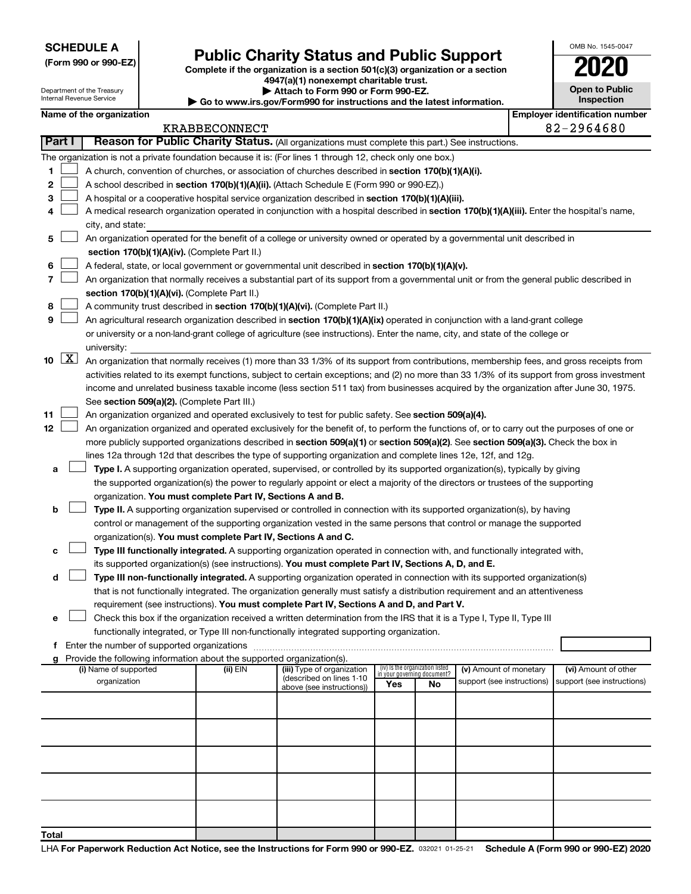**SCHEDULE A**
**(Form 990 or 990-EZ)**

Department of the Treasury
Internal Revenue Service

# Public Charity Status and Public Support

**Complete if the organization is a section 501(c)(3) organization or a section 4947(a)(1) nonexempt charitable trust.**
**▶ Attach to Form 990 or Form 990-EZ.**
**▶ Go to www.irs.gov/Form990 for instructions and the latest information.**

OMB No. 1545-0047

**2020**

**Open to Public Inspection**

**Name of the organization**
KRABBECONNECT

**Employer identification number**
82-2964680

**Part I** **Reason for Public Charity Status.** (All organizations must complete this part.) See instructions.

The organization is not a private foundation because it is: (For lines 1 through 12, check only one box.)

1 ☐ A church, convention of churches, or association of churches described in **section 170(b)(1)(A)(i).**

2 ☐ A school described in **section 170(b)(1)(A)(ii).** (Attach Schedule E (Form 990 or 990-EZ).)

3 ☐ A hospital or a cooperative hospital service organization described in **section 170(b)(1)(A)(iii).**

4 ☐ A medical research organization operated in conjunction with a hospital described in **section 170(b)(1)(A)(iii).** Enter the hospital's name, city, and state:

5 ☐ An organization operated for the benefit of a college or university owned or operated by a governmental unit described in **section 170(b)(1)(A)(iv).** (Complete Part II.)

6 ☐ A federal, state, or local government or governmental unit described in **section 170(b)(1)(A)(v).**

7 ☐ An organization that normally receives a substantial part of its support from a governmental unit or from the general public described in **section 170(b)(1)(A)(vi).** (Complete Part II.)

8 ☐ A community trust described in **section 170(b)(1)(A)(vi).** (Complete Part II.)

9 ☐ An agricultural research organization described in **section 170(b)(1)(A)(ix)** operated in conjunction with a land-grant college or university or a non-land-grant college of agriculture (see instructions). Enter the name, city, and state of the college or university:

10 ☒ An organization that normally receives (1) more than 33 1/3% of its support from contributions, membership fees, and gross receipts from activities related to its exempt functions, subject to certain exceptions; and (2) no more than 33 1/3% of its support from gross investment income and unrelated business taxable income (less section 511 tax) from businesses acquired by the organization after June 30, 1975. See **section 509(a)(2).** (Complete Part III.)

11 ☐ An organization organized and operated exclusively to test for public safety. See **section 509(a)(4).**

12 ☐ An organization organized and operated exclusively for the benefit of, to perform the functions of, or to carry out the purposes of one or more publicly supported organizations described in **section 509(a)(1)** or **section 509(a)(2)**. See **section 509(a)(3).** Check the box in lines 12a through 12d that describes the type of supporting organization and complete lines 12e, 12f, and 12g.

a ☐ **Type I.** A supporting organization operated, supervised, or controlled by its supported organization(s), typically by giving the supported organization(s) the power to regularly appoint or elect a majority of the directors or trustees of the supporting organization. **You must complete Part IV, Sections A and B.**

b ☐ **Type II.** A supporting organization supervised or controlled in connection with its supported organization(s), by having control or management of the supporting organization vested in the same persons that control or manage the supported organization(s). **You must complete Part IV, Sections A and C.**

c ☐ **Type III functionally integrated.** A supporting organization operated in connection with, and functionally integrated with, its supported organization(s) (see instructions). **You must complete Part IV, Sections A, D, and E.**

d ☐ **Type III non-functionally integrated.** A supporting organization operated in connection with its supported organization(s) that is not functionally integrated. The organization generally must satisfy a distribution requirement and an attentiveness requirement (see instructions). **You must complete Part IV, Sections A and D, and Part V.**

e ☐ Check this box if the organization received a written determination from the IRS that it is a Type I, Type II, Type III functionally integrated, or Type III non-functionally integrated supporting organization.

f Enter the number of supported organizations

g Provide the following information about the supported organization(s).

| (i) Name of supported organization | (ii) EIN | (iii) Type of organization (described on lines 1-10 above (see instructions)) | (iv) Is the organization listed in your governing document? Yes | No | (v) Amount of monetary support (see instructions) | (vi) Amount of other support (see instructions) |
|---|---|---|---|---|---|---|
| | | | | | | |
| | | | | | | |
| | | | | | | |
| | | | | | | |
| | | | | | | |
| **Total** | | | | | | |

LHA **For Paperwork Reduction Act Notice, see the Instructions for Form 990 or 990-EZ.** 032021 01-25-21 **Schedule A (Form 990 or 990-EZ) 2020**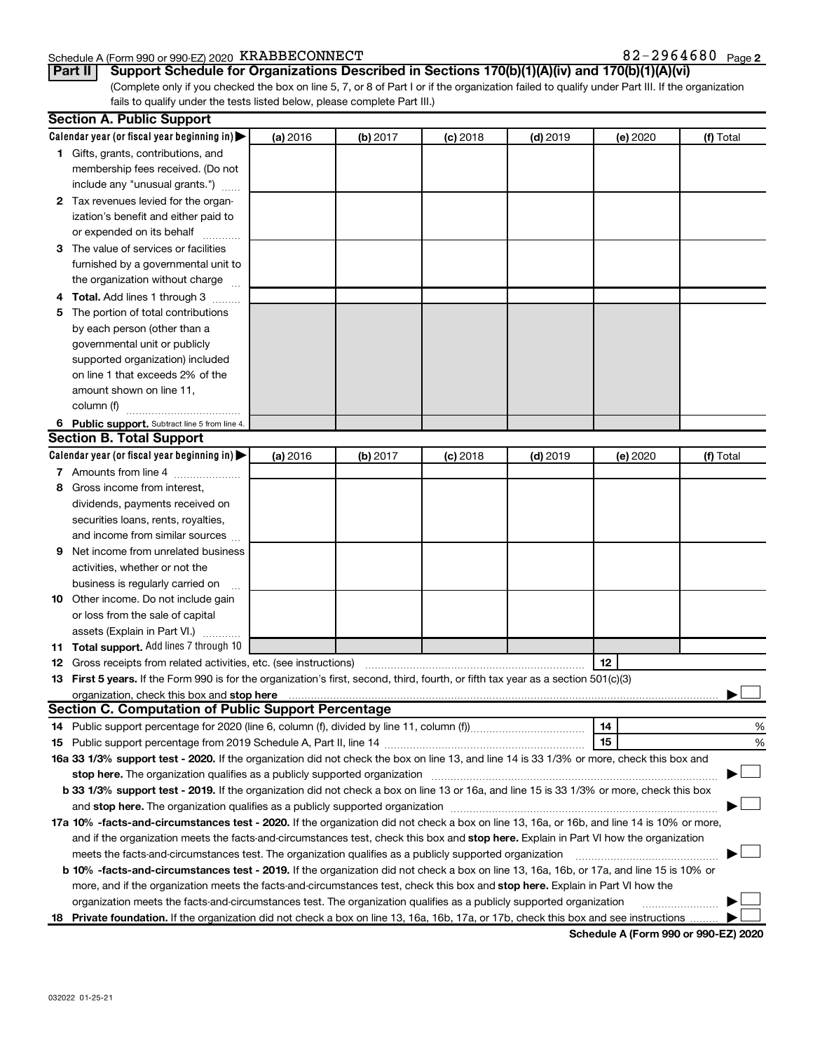Schedule A (Form 990 or 990-EZ) 2020 KRABBECONNECT 82-2964680 Page 2

**Part II** **Support Schedule for Organizations Described in Sections 170(b)(1)(A)(iv) and 170(b)(1)(A)(vi)**

(Complete only if you checked the box on line 5, 7, or 8 of Part I or if the organization failed to qualify under Part III. If the organization fails to qualify under the tests listed below, please complete Part III.)

## Section A. Public Support

| Calendar year (or fiscal year beginning in) ▶ | (a) 2016 | (b) 2017 | (c) 2018 | (d) 2019 | (e) 2020 | (f) Total |
|---|---|---|---|---|---|---|
| **1** Gifts, grants, contributions, and membership fees received. (Do not include any "unusual grants.") | | | | | | |
| **2** Tax revenues levied for the organization's benefit and either paid to or expended on its behalf | | | | | | |
| **3** The value of services or facilities furnished by a governmental unit to the organization without charge | | | | | | |
| **4 Total.** Add lines 1 through 3 | | | | | | |
| **5** The portion of total contributions by each person (other than a governmental unit or publicly supported organization) included on line 1 that exceeds 2% of the amount shown on line 11, column (f) | | | | | | |
| **6 Public support.** Subtract line 5 from line 4. | | | | | | |

## Section B. Total Support

| Calendar year (or fiscal year beginning in) ▶ | (a) 2016 | (b) 2017 | (c) 2018 | (d) 2019 | (e) 2020 | (f) Total |
|---|---|---|---|---|---|---|
| **7** Amounts from line 4 | | | | | | |
| **8** Gross income from interest, dividends, payments received on securities loans, rents, royalties, and income from similar sources | | | | | | |
| **9** Net income from unrelated business activities, whether or not the business is regularly carried on | | | | | | |
| **10** Other income. Do not include gain or loss from the sale of capital assets (Explain in Part VI.) | | | | | | |
| **11 Total support.** Add lines 7 through 10 | | | | | | |

**12** Gross receipts from related activities, etc. (see instructions) **12**

**13 First 5 years.** If the Form 990 is for the organization's first, second, third, fourth, or fifth tax year as a 501(c)(3) organization, check this box and **stop here** ▶ ☐

## Section C. Computation of Public Support Percentage

**14** Public support percentage for 2020 (line 6, column (f), divided by line 11, column (f)) **14** %

**15** Public support percentage from 2019 Schedule A, Part II, line 14 **15** %

**16a 33 1/3% support test - 2020.** If the organization did not check the box on line 13, and line 14 is 33 1/3% or more, check this box and **stop here.** The organization qualifies as a publicly supported organization ▶ ☐

**b 33 1/3% support test - 2019.** If the organization did not check a box on line 13 or 16a, and line 15 is 33 1/3% or more, check this box and **stop here.** The organization qualifies as a publicly supported organization ▶ ☐

**17a 10% -facts-and-circumstances test - 2020.** If the organization did not check a box on line 13, 16a, or 16b, and line 14 is 10% or more, and if the organization meets the facts-and-circumstances test, check this box and **stop here.** Explain in Part VI how the organization meets the facts-and-circumstances test. The organization qualifies as a publicly supported organization ▶ ☐

**b 10% -facts-and-circumstances test - 2019.** If the organization did not check a box on line 13, 16a, 16b, or 17a, and line 15 is 10% or more, and if the organization meets the facts-and-circumstances test, check this box and **stop here.** Explain in Part VI how the organization meets the facts-and-circumstances test. The organization qualifies as a publicly supported organization ▶ ☐

**18 Private foundation.** If the organization did not check a box on line 13, 16a, 16b, 17a, or 17b, check this box and see instructions ▶ ☐

**Schedule A (Form 990 or 990-EZ) 2020**

032022 01-25-21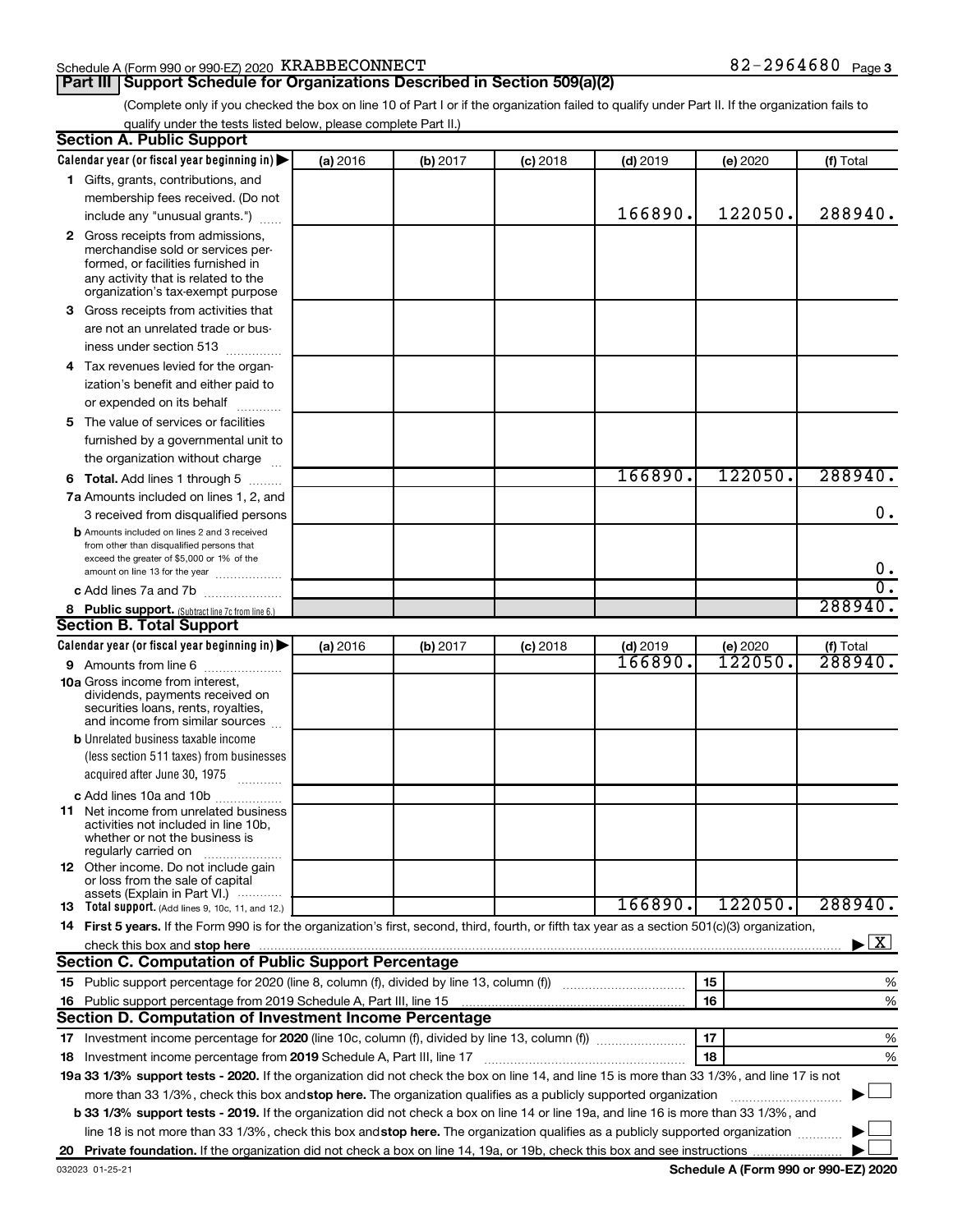Schedule A (Form 990 or 990-EZ) 2020 KRABBECONNECT 82-2964680 Page 3

## Part III | Support Schedule for Organizations Described in Section 509(a)(2)

(Complete only if you checked the box on line 10 of Part I or if the organization failed to qualify under Part II. If the organization fails to qualify under the tests listed below, please complete Part II.)

### Section A. Public Support

| Calendar year (or fiscal year beginning in) | (a) 2016 | (b) 2017 | (c) 2018 | (d) 2019 | (e) 2020 | (f) Total |
|---|---|---|---|---|---|---|
| **1** Gifts, grants, contributions, and membership fees received. (Do not include any "unusual grants.") | | | | 166890. | 122050. | 288940. |
| **2** Gross receipts from admissions, merchandise sold or services performed, or facilities furnished in any activity that is related to the organization's tax-exempt purpose | | | | | | |
| **3** Gross receipts from activities that are not an unrelated trade or business under section 513 | | | | | | |
| **4** Tax revenues levied for the organization's benefit and either paid to or expended on its behalf | | | | | | |
| **5** The value of services or facilities furnished by a governmental unit to the organization without charge | | | | | | |
| **6 Total.** Add lines 1 through 5 | | | | 166890. | 122050. | 288940. |
| **7a** Amounts included on lines 1, 2, and 3 received from disqualified persons | | | | | | 0. |
| **b** Amounts included on lines 2 and 3 received from other than disqualified persons that exceed the greater of $5,000 or 1% of the amount on line 13 for the year | | | | | | 0. |
| **c** Add lines 7a and 7b | | | | | | 0. |
| **8 Public support.** (Subtract line 7c from line 6.) | | | | | | 288940. |

### Section B. Total Support

| Calendar year (or fiscal year beginning in) | (a) 2016 | (b) 2017 | (c) 2018 | (d) 2019 | (e) 2020 | (f) Total |
|---|---|---|---|---|---|---|
| **9** Amounts from line 6 | | | | 166890. | 122050. | 288940. |
| **10a** Gross income from interest, dividends, payments received on securities loans, rents, royalties, and income from similar sources | | | | | | |
| **b** Unrelated business taxable income (less section 511 taxes) from businesses acquired after June 30, 1975 | | | | | | |
| **c** Add lines 10a and 10b | | | | | | |
| **11** Net income from unrelated business activities not included in line 10b, whether or not the business is regularly carried on | | | | | | |
| **12** Other income. Do not include gain or loss from the sale of capital assets (Explain in Part VI.) | | | | | | |
| **13 Total support.** (Add lines 9, 10c, 11, and 12.) | | | | 166890. | 122050. | 288940. |

**14 First 5 years.** If the Form 990 is for the organization's first, second, third, fourth, or fifth tax year as a section 501(c)(3) organization, check this box and **stop here** ▶ [X]

### Section C. Computation of Public Support Percentage

| | | | |
|---|---|---|---|
| **15** | Public support percentage for 2020 (line 8, column (f), divided by line 13, column (f)) | 15 | % |
| **16** | Public support percentage from 2019 Schedule A, Part III, line 15 | 16 | % |

### Section D. Computation of Investment Income Percentage

| | | | |
|---|---|---|---|
| **17** | Investment income percentage for **2020** (line 10c, column (f), divided by line 13, column (f)) | 17 | % |
| **18** | Investment income percentage from **2019** Schedule A, Part III, line 17 | 18 | % |

**19a 33 1/3% support tests - 2020.** If the organization did not check the box on line 14, and line 15 is more than 33 1/3%, and line 17 is not more than 33 1/3%, check this box and **stop here.** The organization qualifies as a publicly supported organization ▶ [ ]

**b 33 1/3% support tests - 2019.** If the organization did not check a box on line 14 or line 19a, and line 16 is more than 33 1/3%, and line 18 is not more than 33 1/3%, check this box and **stop here.** The organization qualifies as a publicly supported organization ▶ [ ]

**20 Private foundation.** If the organization did not check a box on line 14, 19a, or 19b, check this box and see instructions ▶ [ ]

032023 01-25-21

**Schedule A (Form 990 or 990-EZ) 2020**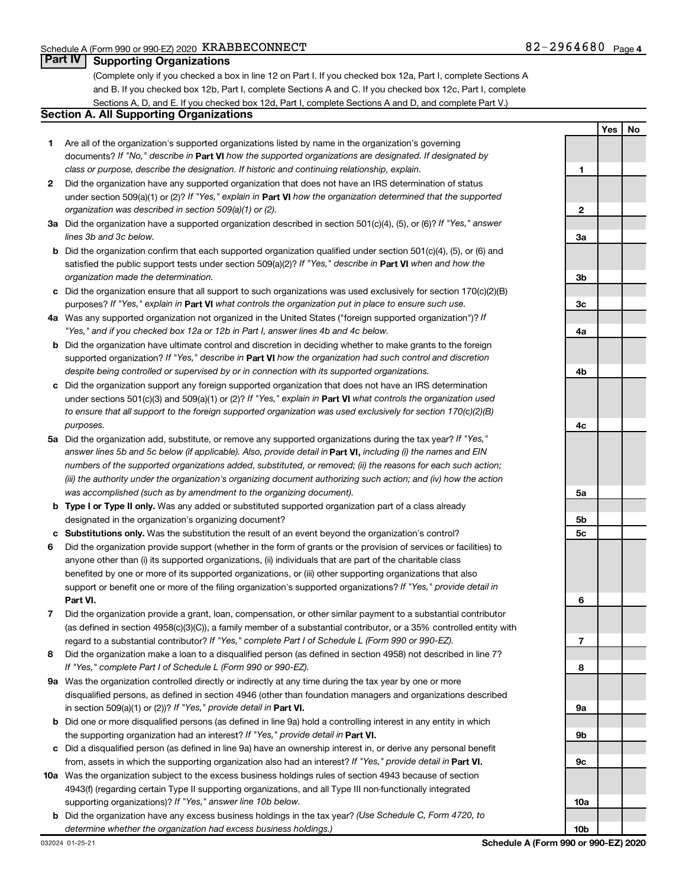Schedule A (Form 990 or 990-EZ) 2020 KRABBECONNECT 82-2964680 Page 4

## Part IV Supporting Organizations

(Complete only if you checked a box in line 12 on Part I. If you checked box 12a, Part I, complete Sections A and B. If you checked box 12b, Part I, complete Sections A and C. If you checked box 12c, Part I, complete Sections A, D, and E. If you checked box 12d, Part I, complete Sections A and D, and complete Part V.)

### Section A. All Supporting Organizations

| | | | Yes | No |
|---|---|---|---|---|
| **1** | Are all of the organization's supported organizations listed by name in the organization's governing documents? *If "No," describe in* **Part VI** *how the supported organizations are designated. If designated by class or purpose, describe the designation. If historic and continuing relationship, explain.* | 1 | | |
| **2** | Did the organization have any supported organization that does not have an IRS determination of status under section 509(a)(1) or (2)? *If "Yes," explain in* **Part VI** *how the organization determined that the supported organization was described in section 509(a)(1) or (2).* | 2 | | |
| **3a** | Did the organization have a supported organization described in section 501(c)(4), (5), or (6)? *If "Yes," answer lines 3b and 3c below.* | 3a | | |
| **b** | Did the organization confirm that each supported organization qualified under section 501(c)(4), (5), or (6) and satisfied the public support tests under section 509(a)(2)? *If "Yes," describe in* **Part VI** *when and how the organization made the determination.* | 3b | | |
| **c** | Did the organization ensure that all support to such organizations was used exclusively for section 170(c)(2)(B) purposes? *If "Yes," explain in* **Part VI** *what controls the organization put in place to ensure such use.* | 3c | | |
| **4a** | Was any supported organization not organized in the United States ("foreign supported organization")? *If "Yes," and if you checked box 12a or 12b in Part I, answer lines 4b and 4c below.* | 4a | | |
| **b** | Did the organization have ultimate control and discretion in deciding whether to make grants to the foreign supported organization? *If "Yes," describe in* **Part VI** *how the organization had such control and discretion despite being controlled or supervised by or in connection with its supported organizations.* | 4b | | |
| **c** | Did the organization support any foreign supported organization that does not have an IRS determination under sections 501(c)(3) and 509(a)(1) or (2)? *If "Yes," explain in* **Part VI** *what controls the organization used to ensure that all support to the foreign supported organization was used exclusively for section 170(c)(2)(B) purposes.* | 4c | | |
| **5a** | Did the organization add, substitute, or remove any supported organizations during the tax year? *If "Yes," answer lines 5b and 5c below (if applicable). Also, provide detail in* **Part VI,** *including (i) the names and EIN numbers of the supported organizations added, substituted, or removed; (ii) the reasons for each such action; (iii) the authority under the organization's organizing document authorizing such action; and (iv) how the action was accomplished (such as by amendment to the organizing document).* | 5a | | |
| **b** | **Type I or Type II only.** Was any added or substituted supported organization part of a class already designated in the organization's organizing document? | 5b | | |
| **c** | **Substitutions only.** Was the substitution the result of an event beyond the organization's control? | 5c | | |
| **6** | Did the organization provide support (whether in the form of grants or the provision of services or facilities) to anyone other than (i) its supported organizations, (ii) individuals that are part of the charitable class benefited by one or more of its supported organizations, or (iii) other supporting organizations that also support or benefit one or more of the filing organization's supported organizations? *If "Yes," provide detail in* **Part VI.** | 6 | | |
| **7** | Did the organization provide a grant, loan, compensation, or other similar payment to a substantial contributor (as defined in section 4958(c)(3)(C)), a family member of a substantial contributor, or a 35% controlled entity with regard to a substantial contributor? *If "Yes," complete Part I of Schedule L (Form 990 or 990-EZ).* | 7 | | |
| **8** | Did the organization make a loan to a disqualified person (as defined in section 4958) not described in line 7? *If "Yes," complete Part I of Schedule L (Form 990 or 990-EZ).* | 8 | | |
| **9a** | Was the organization controlled directly or indirectly at any time during the tax year by one or more disqualified persons, as defined in section 4946 (other than foundation managers and organizations described in section 509(a)(1) or (2))? *If "Yes," provide detail in* **Part VI.** | 9a | | |
| **b** | Did one or more disqualified persons (as defined in line 9a) hold a controlling interest in any entity in which the supporting organization had an interest? *If "Yes," provide detail in* **Part VI.** | 9b | | |
| **c** | Did a disqualified person (as defined in line 9a) have an ownership interest in, or derive any personal benefit from, assets in which the supporting organization also had an interest? *If "Yes," provide detail in* **Part VI.** | 9c | | |
| **10a** | Was the organization subject to the excess business holdings rules of section 4943 because of section 4943(f) (regarding certain Type II supporting organizations, and all Type III non-functionally integrated supporting organizations)? *If "Yes," answer line 10b below.* | 10a | | |
| **b** | Did the organization have any excess business holdings in the tax year? *(Use Schedule C, Form 4720, to determine whether the organization had excess business holdings.)* | 10b | | |

032024 01-25-21 **Schedule A (Form 990 or 990-EZ) 2020**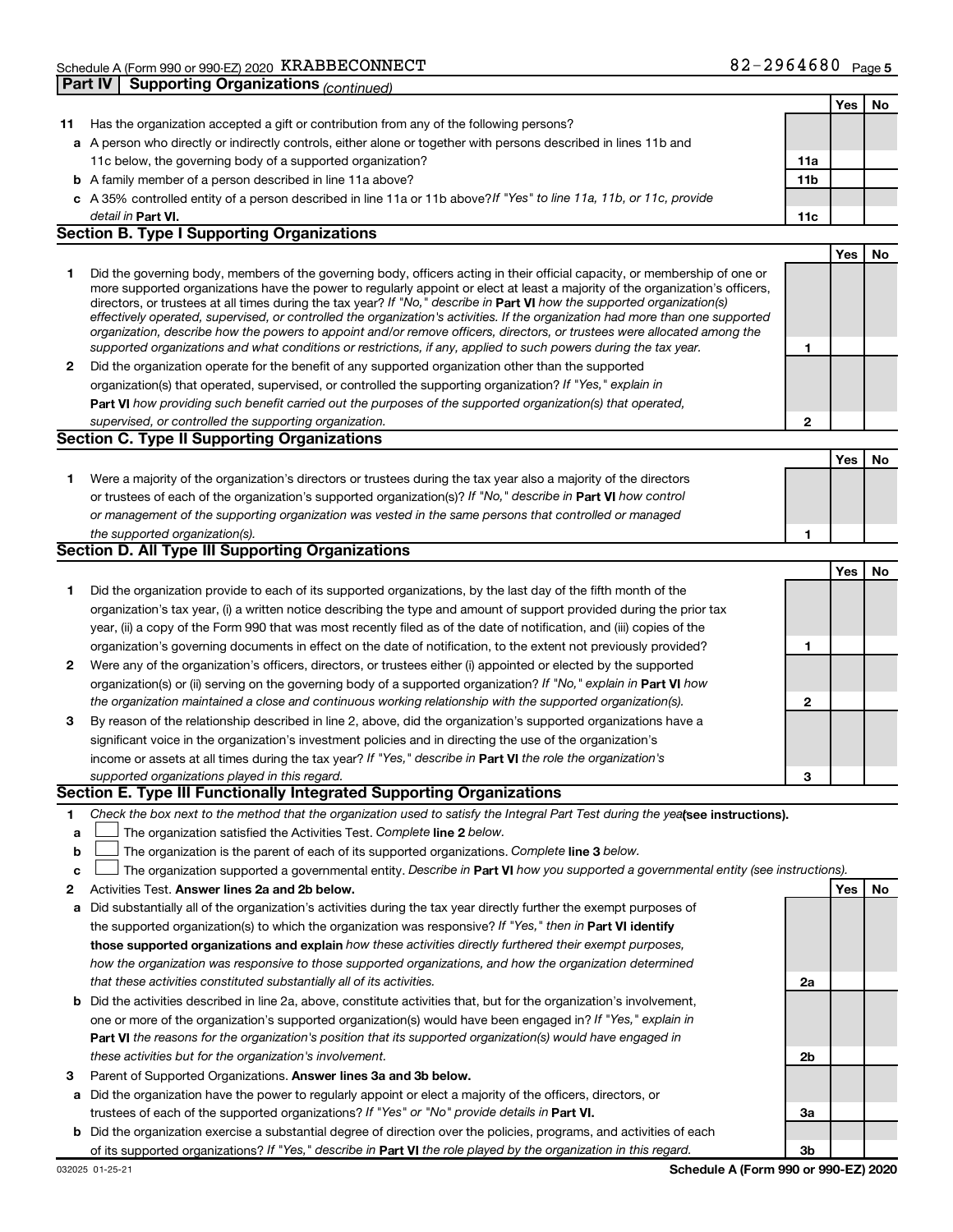## Part IV | Supporting Organizations *(continued)*

| | | | Yes | No |
|---|---|---|---|---|
| **11** | Has the organization accepted a gift or contribution from any of the following persons? | | | |
| **a** | A person who directly or indirectly controls, either alone or together with persons described in lines 11b and 11c below, the governing body of a supported organization? | **11a** | | |
| **b** | A family member of a person described in line 11a above? | **11b** | | |
| **c** | A 35% controlled entity of a person described in line 11a or 11b above? *If "Yes" to line 11a, 11b, or 11c, provide detail in* **Part VI.** | **11c** | | |

### Section B. Type I Supporting Organizations

| | | | Yes | No |
|---|---|---|---|---|
| **1** | Did the governing body, members of the governing body, officers acting in their official capacity, or membership of one or more supported organizations have the power to regularly appoint or elect at least a majority of the organization's officers, directors, or trustees at all times during the tax year? *If "No," describe in* **Part VI** *how the supported organization(s) effectively operated, supervised, or controlled the organization's activities. If the organization had more than one supported organization, describe how the powers to appoint and/or remove officers, directors, or trustees were allocated among the supported organizations and what conditions or restrictions, if any, applied to such powers during the tax year.* | **1** | | |
| **2** | Did the organization operate for the benefit of any supported organization other than the supported organization(s) that operated, supervised, or controlled the supporting organization? *If "Yes," explain in* **Part VI** *how providing such benefit carried out the purposes of the supported organization(s) that operated, supervised, or controlled the supporting organization.* | **2** | | |

### Section C. Type II Supporting Organizations

| | | | Yes | No |
|---|---|---|---|---|
| **1** | Were a majority of the organization's directors or trustees during the tax year also a majority of the directors or trustees of each of the organization's supported organization(s)? *If "No," describe in* **Part VI** *how control or management of the supporting organization was vested in the same persons that controlled or managed the supported organization(s).* | **1** | | |

### Section D. All Type III Supporting Organizations

| | | | Yes | No |
|---|---|---|---|---|
| **1** | Did the organization provide to each of its supported organizations, by the last day of the fifth month of the organization's tax year, (i) a written notice describing the type and amount of support provided during the prior tax year, (ii) a copy of the Form 990 that was most recently filed as of the date of notification, and (iii) copies of the organization's governing documents in effect on the date of notification, to the extent not previously provided? | **1** | | |
| **2** | Were any of the organization's officers, directors, or trustees either (i) appointed or elected by the supported organization(s) or (ii) serving on the governing body of a supported organization? *If "No," explain in* **Part VI** *how the organization maintained a close and continuous working relationship with the supported organization(s).* | **2** | | |
| **3** | By reason of the relationship described in line 2, above, did the organization's supported organizations have a significant voice in the organization's investment policies and in directing the use of the organization's income or assets at all times during the tax year? *If "Yes," describe in* **Part VI** *the role the organization's supported organizations played in this regard.* | **3** | | |

### Section E. Type III Functionally Integrated Supporting Organizations

**1** *Check the box next to the method that the organization used to satisfy the Integral Part Test during the year* **(see instructions).**

- **a** ☐ The organization satisfied the Activities Test. *Complete* **line 2** *below.*
- **b** ☐ The organization is the parent of each of its supported organizations. *Complete* **line 3** *below.*
- **c** ☐ The organization supported a governmental entity. *Describe in* **Part VI** *how you supported a governmental entity (see instructions).*

| | | | Yes | No |
|---|---|---|---|---|
| **2** | Activities Test. **Answer lines 2a and 2b below.** | | | |
| **a** | Did substantially all of the organization's activities during the tax year directly further the exempt purposes of the supported organization(s) to which the organization was responsive? *If "Yes," then in* **Part VI identify those supported organizations and explain** *how these activities directly furthered their exempt purposes, how the organization was responsive to those supported organizations, and how the organization determined that these activities constituted substantially all of its activities.* | **2a** | | |
| **b** | Did the activities described in line 2a, above, constitute activities that, but for the organization's involvement, one or more of the organization's supported organization(s) would have been engaged in? *If "Yes," explain in* **Part VI** *the reasons for the organization's position that its supported organization(s) would have engaged in these activities but for the organization's involvement.* | **2b** | | |
| **3** | Parent of Supported Organizations. **Answer lines 3a and 3b below.** | | | |
| **a** | Did the organization have the power to regularly appoint or elect a majority of the officers, directors, or trustees of each of the supported organizations? *If "Yes" or "No" provide details in* **Part VI.** | **3a** | | |
| **b** | Did the organization exercise a substantial degree of direction over the policies, programs, and activities of each of its supported organizations? *If "Yes," describe in* **Part VI** *the role played by the organization in this regard.* | **3b** | | |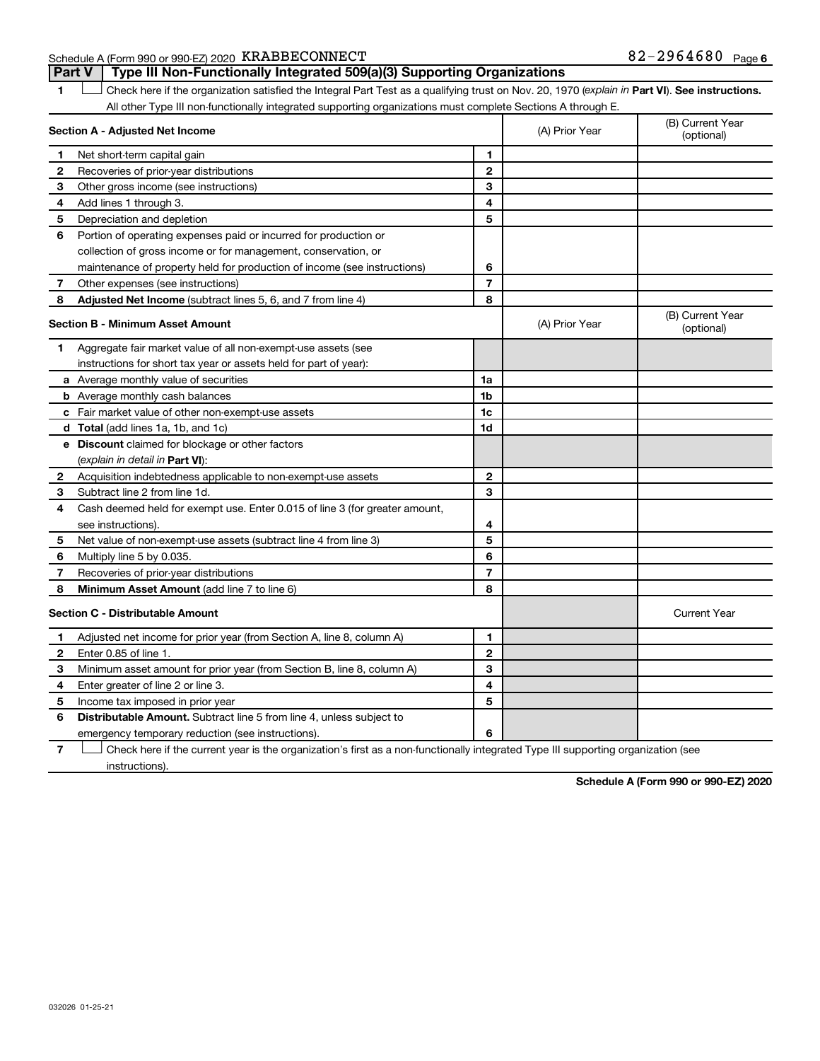## Part V | Type III Non-Functionally Integrated 509(a)(3) Supporting Organizations

**1** ☐ Check here if the organization satisfied the Integral Part Test as a qualifying trust on Nov. 20, 1970 (*explain in* **Part VI**). **See instructions.** All other Type III non-functionally integrated supporting organizations must complete Sections A through E.

| Section A - Adjusted Net Income | | (A) Prior Year | (B) Current Year (optional) |
|---|---|---|---|
| **1** Net short-term capital gain | 1 | | |
| **2** Recoveries of prior-year distributions | 2 | | |
| **3** Other gross income (see instructions) | 3 | | |
| **4** Add lines 1 through 3. | 4 | | |
| **5** Depreciation and depletion | 5 | | |
| **6** Portion of operating expenses paid or incurred for production or collection of gross income or for management, conservation, or maintenance of property held for production of income (see instructions) | 6 | | |
| **7** Other expenses (see instructions) | 7 | | |
| **8** **Adjusted Net Income** (subtract lines 5, 6, and 7 from line 4) | 8 | | |

| Section B - Minimum Asset Amount | | (A) Prior Year | (B) Current Year (optional) |
|---|---|---|---|
| **1** Aggregate fair market value of all non-exempt-use assets (see instructions for short tax year or assets held for part of year): | | | |
| **a** Average monthly value of securities | 1a | | |
| **b** Average monthly cash balances | 1b | | |
| **c** Fair market value of other non-exempt-use assets | 1c | | |
| **d** **Total** (add lines 1a, 1b, and 1c) | 1d | | |
| **e** **Discount** claimed for blockage or other factors (*explain in detail in* **Part VI**): | | | |
| **2** Acquisition indebtedness applicable to non-exempt-use assets | 2 | | |
| **3** Subtract line 2 from line 1d. | 3 | | |
| **4** Cash deemed held for exempt use. Enter 0.015 of line 3 (for greater amount, see instructions). | 4 | | |
| **5** Net value of non-exempt-use assets (subtract line 4 from line 3) | 5 | | |
| **6** Multiply line 5 by 0.035. | 6 | | |
| **7** Recoveries of prior-year distributions | 7 | | |
| **8** **Minimum Asset Amount** (add line 7 to line 6) | 8 | | |

| Section C - Distributable Amount | | | Current Year |
|---|---|---|---|
| **1** Adjusted net income for prior year (from Section A, line 8, column A) | 1 | | |
| **2** Enter 0.85 of line 1. | 2 | | |
| **3** Minimum asset amount for prior year (from Section B, line 8, column A) | 3 | | |
| **4** Enter greater of line 2 or line 3. | 4 | | |
| **5** Income tax imposed in prior year | 5 | | |
| **6** **Distributable Amount.** Subtract line 5 from line 4, unless subject to emergency temporary reduction (see instructions). | 6 | | |

**7** ☐ Check here if the current year is the organization's first as a non-functionally integrated Type III supporting organization (see instructions).

032026 01-25-21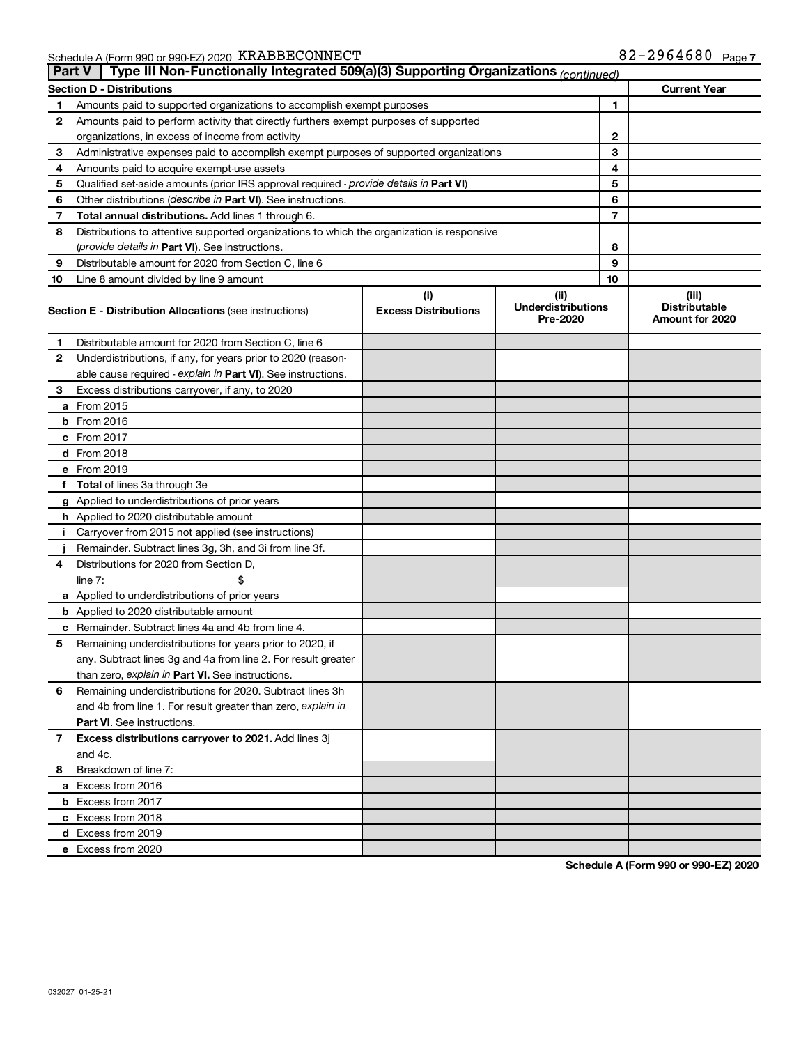Schedule A (Form 990 or 990-EZ) 2020 KRABBECONNECT 82-2964680 Page 7

**Part V | Type III Non-Functionally Integrated 509(a)(3) Supporting Organizations** *(continued)*

| Section D - Distributions | | | Current Year |
|---|---|---|---|
| 1 | Amounts paid to supported organizations to accomplish exempt purposes | 1 | |
| 2 | Amounts paid to perform activity that directly furthers exempt purposes of supported organizations, in excess of income from activity | 2 | |
| 3 | Administrative expenses paid to accomplish exempt purposes of supported organizations | 3 | |
| 4 | Amounts paid to acquire exempt-use assets | 4 | |
| 5 | Qualified set-aside amounts (prior IRS approval required - *provide details in* **Part VI**) | 5 | |
| 6 | Other distributions (*describe in* **Part VI**). See instructions. | 6 | |
| 7 | **Total annual distributions.** Add lines 1 through 6. | 7 | |
| 8 | Distributions to attentive supported organizations to which the organization is responsive (*provide details in* **Part VI**). See instructions. | 8 | |
| 9 | Distributable amount for 2020 from Section C, line 6 | 9 | |
| 10 | Line 8 amount divided by line 9 amount | 10 | |

| **Section E - Distribution Allocations** (see instructions) | (i) Excess Distributions | (ii) Underdistributions Pre-2020 | (iii) Distributable Amount for 2020 |
|---|---|---|---|
| **1** Distributable amount for 2020 from Section C, line 6 | | | |
| **2** Underdistributions, if any, for years prior to 2020 (reasonable cause required - *explain in* **Part VI**). See instructions. | | | |
| **3** Excess distributions carryover, if any, to 2020 | | | |
| **a** From 2015 | | | |
| **b** From 2016 | | | |
| **c** From 2017 | | | |
| **d** From 2018 | | | |
| **e** From 2019 | | | |
| **f** **Total** of lines 3a through 3e | | | |
| **g** Applied to underdistributions of prior years | | | |
| **h** Applied to 2020 distributable amount | | | |
| **i** Carryover from 2015 not applied (see instructions) | | | |
| **j** Remainder. Subtract lines 3g, 3h, and 3i from line 3f. | | | |
| **4** Distributions for 2020 from Section D, line 7: $ | | | |
| **a** Applied to underdistributions of prior years | | | |
| **b** Applied to 2020 distributable amount | | | |
| **c** Remainder. Subtract lines 4a and 4b from line 4. | | | |
| **5** Remaining underdistributions for years prior to 2020, if any. Subtract lines 3g and 4a from line 2. For result greater than zero, *explain in* **Part VI.** See instructions. | | | |
| **6** Remaining underdistributions for 2020. Subtract lines 3h and 4b from line 1. For result greater than zero, *explain in* **Part VI**. See instructions. | | | |
| **7** **Excess distributions carryover to 2021.** Add lines 3j and 4c. | | | |
| **8** Breakdown of line 7: | | | |
| **a** Excess from 2016 | | | |
| **b** Excess from 2017 | | | |
| **c** Excess from 2018 | | | |
| **d** Excess from 2019 | | | |
| **e** Excess from 2020 | | | |

**Schedule A (Form 990 or 990-EZ) 2020**

032027 01-25-21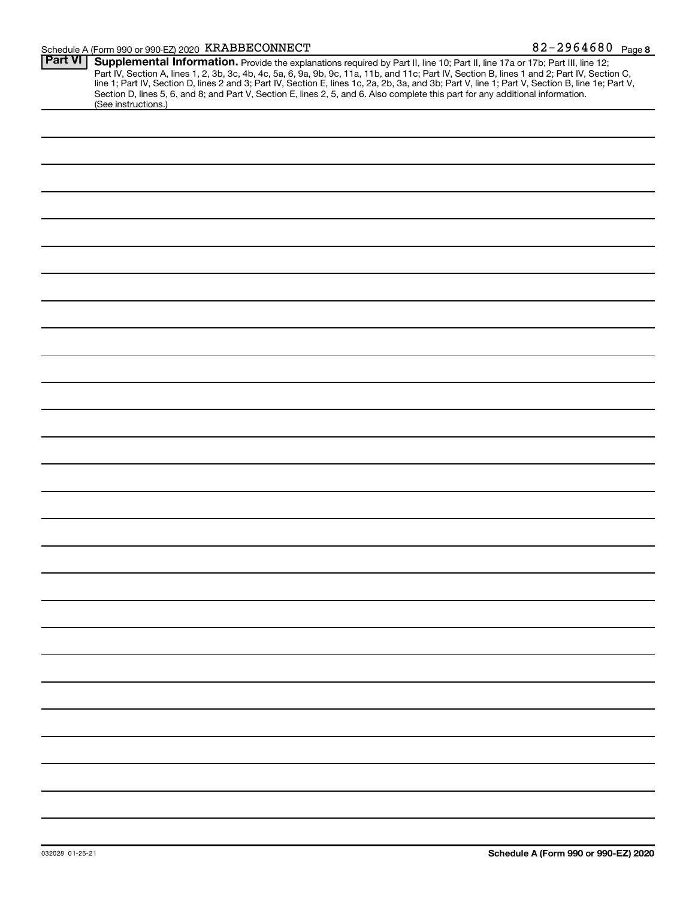Schedule A (Form 990 or 990-EZ) 2020 KRABBECONNECT 82-2964680 Page 8

**Part VI** **Supplemental Information.** Provide the explanations required by Part II, line 10; Part II, line 17a or 17b; Part III, line 12; Part IV, Section A, lines 1, 2, 3b, 3c, 4b, 4c, 5a, 6, 9a, 9b, 9c, 11a, 11b, and 11c; Part IV, Section B, lines 1 and 2; Part IV, Section C, line 1; Part IV, Section D, lines 2 and 3; Part IV, Section E, lines 1c, 2a, 2b, 3a, and 3b; Part V, line 1; Part V, Section B, line 1e; Part V, Section D, lines 5, 6, and 8; and Part V, Section E, lines 2, 5, and 6. Also complete this part for any additional information. (See instructions.)

032028 01-25-21

**Schedule A (Form 990 or 990-EZ) 2020**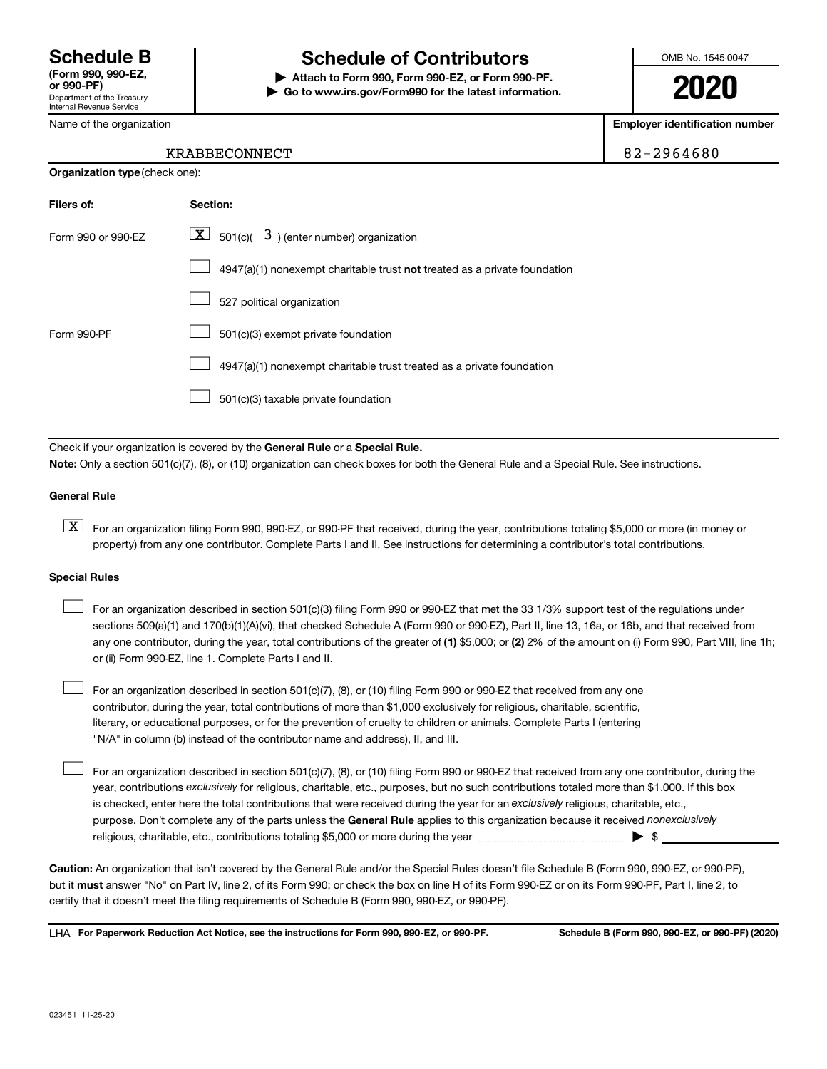# Schedule B
**(Form 990, 990-EZ, or 990-PF)**
Department of the Treasury
Internal Revenue Service

# Schedule of Contributors

▶ **Attach to Form 990, Form 990-EZ, or Form 990-PF.**
▶ **Go to www.irs.gov/Form990 for the latest information.**

OMB No. 1545-0047

**2020**

| Name of the organization | Employer identification number |
|---|---|
| KRABBECONNECT | 82-2964680 |

**Organization type** (check one):

| Filers of: | Section: |
|---|---|
| Form 990 or 990-EZ | [X] 501(c)( 3 ) (enter number) organization |
| | [ ] 4947(a)(1) nonexempt charitable trust **not** treated as a private foundation |
| | [ ] 527 political organization |
| Form 990-PF | [ ] 501(c)(3) exempt private foundation |
| | [ ] 4947(a)(1) nonexempt charitable trust treated as a private foundation |
| | [ ] 501(c)(3) taxable private foundation |

Check if your organization is covered by the **General Rule** or a **Special Rule.**

**Note:** Only a section 501(c)(7), (8), or (10) organization can check boxes for both the General Rule and a Special Rule. See instructions.

**General Rule**

[X] For an organization filing Form 990, 990-EZ, or 990-PF that received, during the year, contributions totaling $5,000 or more (in money or property) from any one contributor. Complete Parts I and II. See instructions for determining a contributor's total contributions.

**Special Rules**

[ ] For an organization described in section 501(c)(3) filing Form 990 or 990-EZ that met the 33 1/3% support test of the regulations under sections 509(a)(1) and 170(b)(1)(A)(vi), that checked Schedule A (Form 990 or 990-EZ), Part II, line 13, 16a, or 16b, and that received from any one contributor, during the year, total contributions of the greater of **(1)** $5,000; or **(2)** 2% of the amount on (i) Form 990, Part VIII, line 1h; or (ii) Form 990-EZ, line 1. Complete Parts I and II.

[ ] For an organization described in section 501(c)(7), (8), or (10) filing Form 990 or 990-EZ that received from any one contributor, during the year, total contributions of more than $1,000 exclusively for religious, charitable, scientific, literary, or educational purposes, or for the prevention of cruelty to children or animals. Complete Parts I (entering "N/A" in column (b) instead of the contributor name and address), II, and III.

[ ] For an organization described in section 501(c)(7), (8), or (10) filing Form 990 or 990-EZ that received from any one contributor, during the year, contributions *exclusively* for religious, charitable, etc., purposes, but no such contributions totaled more than $1,000. If this box is checked, enter here the total contributions that were received during the year for an *exclusively* religious, charitable, etc., purpose. Don't complete any of the parts unless the **General Rule** applies to this organization because it received *nonexclusively* religious, charitable, etc., contributions totaling $5,000 or more during the year ▶ $ ____________

**Caution:** An organization that isn't covered by the General Rule and/or the Special Rules doesn't file Schedule B (Form 990, 990-EZ, or 990-PF), but it **must** answer "No" on Part IV, line 2, of its Form 990; or check the box on line H of its Form 990-EZ or on its Form 990-PF, Part I, line 2, to certify that it doesn't meet the filing requirements of Schedule B (Form 990, 990-EZ, or 990-PF).

LHA **For Paperwork Reduction Act Notice, see the instructions for Form 990, 990-EZ, or 990-PF.** **Schedule B (Form 990, 990-EZ, or 990-PF) (2020)**

023451 11-25-20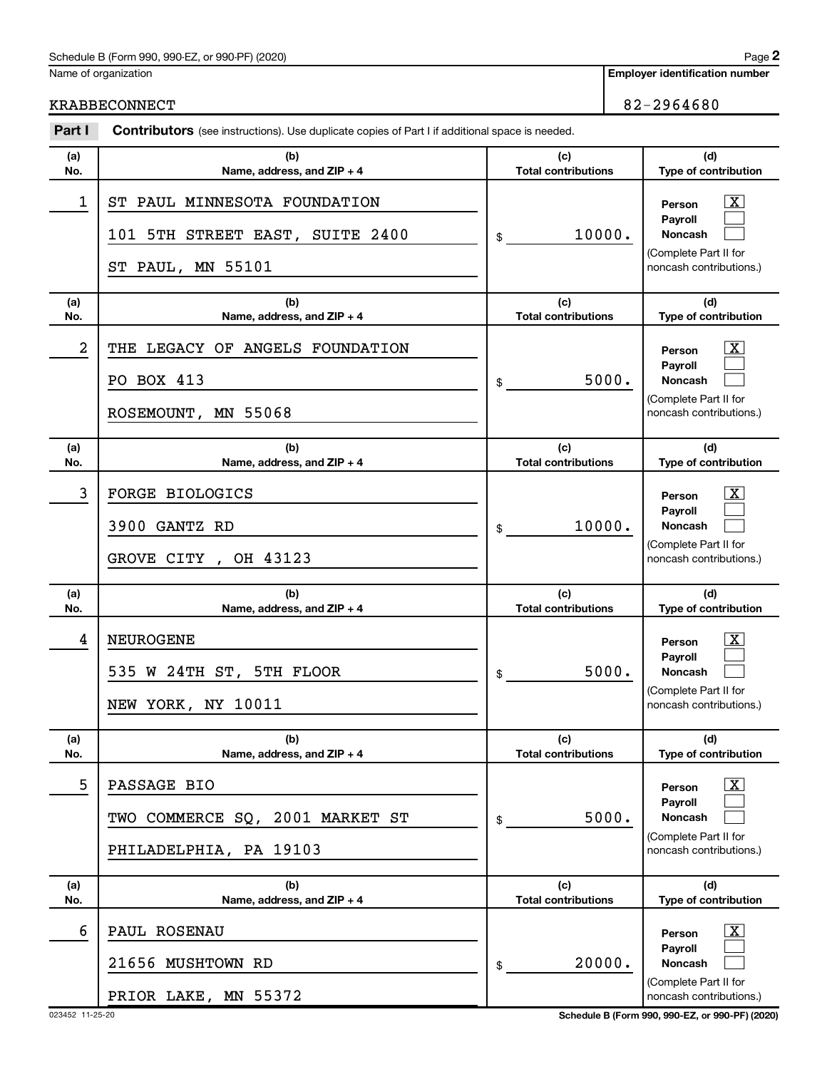Schedule B (Form 990, 990-EZ, or 990-PF) (2020)

Name of organization: KRABBECONNECT

Employer identification number: 82-2964680

## Part I Contributors (see instructions). Use duplicate copies of Part I if additional space is needed.

| (a) No. | (b) Name, address, and ZIP + 4 | (c) Total contributions | (d) Type of contribution |
|---|---|---|---|
| 1 | ST PAUL MINNESOTA FOUNDATION<br>101 5TH STREET EAST, SUITE 2400<br>ST PAUL, MN 55101 | $ 10000. | Person [X]<br>Payroll [ ]<br>Noncash [ ]<br>(Complete Part II for noncash contributions.) |
| 2 | THE LEGACY OF ANGELS FOUNDATION<br>PO BOX 413<br>ROSEMOUNT, MN 55068 | $ 5000. | Person [X]<br>Payroll [ ]<br>Noncash [ ]<br>(Complete Part II for noncash contributions.) |
| 3 | FORGE BIOLOGICS<br>3900 GANTZ RD<br>GROVE CITY , OH 43123 | $ 10000. | Person [X]<br>Payroll [ ]<br>Noncash [ ]<br>(Complete Part II for noncash contributions.) |
| 4 | NEUROGENE<br>535 W 24TH ST, 5TH FLOOR<br>NEW YORK, NY 10011 | $ 5000. | Person [X]<br>Payroll [ ]<br>Noncash [ ]<br>(Complete Part II for noncash contributions.) |
| 5 | PASSAGE BIO<br>TWO COMMERCE SQ, 2001 MARKET ST<br>PHILADELPHIA, PA 19103 | $ 5000. | Person [X]<br>Payroll [ ]<br>Noncash [ ]<br>(Complete Part II for noncash contributions.) |
| 6 | PAUL ROSENAU<br>21656 MUSHTOWN RD<br>PRIOR LAKE, MN 55372 | $ 20000. | Person [X]<br>Payroll [ ]<br>Noncash [ ]<br>(Complete Part II for noncash contributions.) |

023452 11-25-20

Schedule B (Form 990, 990-EZ, or 990-PF) (2020)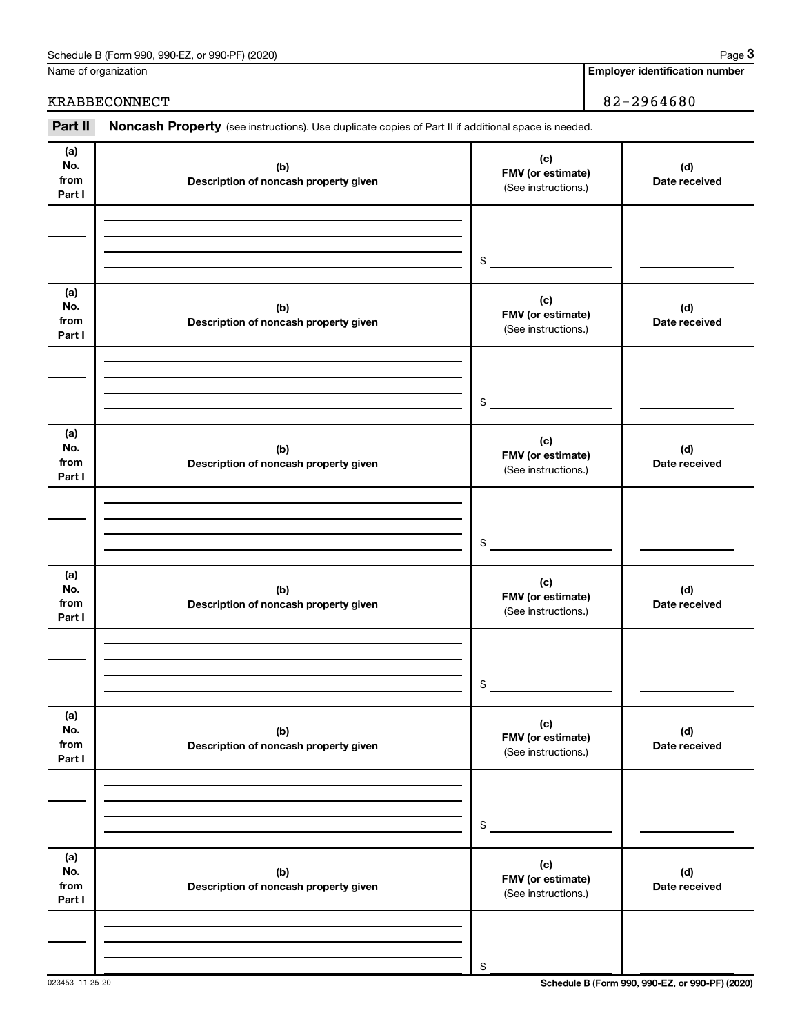Name of organization

KRABBECONNECT

**Employer identification number**

82-2964680

**Part II** **Noncash Property** (see instructions). Use duplicate copies of Part II if additional space is needed.

| (a) No. from Part I | (b) Description of noncash property given | (c) FMV (or estimate) (See instructions.) | (d) Date received |
|---|---|---|---|
| | | $ | |

| (a) No. from Part I | (b) Description of noncash property given | (c) FMV (or estimate) (See instructions.) | (d) Date received |
|---|---|---|---|
| | | $ | |

| (a) No. from Part I | (b) Description of noncash property given | (c) FMV (or estimate) (See instructions.) | (d) Date received |
|---|---|---|---|
| | | $ | |

| (a) No. from Part I | (b) Description of noncash property given | (c) FMV (or estimate) (See instructions.) | (d) Date received |
|---|---|---|---|
| | | $ | |

| (a) No. from Part I | (b) Description of noncash property given | (c) FMV (or estimate) (See instructions.) | (d) Date received |
|---|---|---|---|
| | | $ | |

| (a) No. from Part I | (b) Description of noncash property given | (c) FMV (or estimate) (See instructions.) | (d) Date received |
|---|---|---|---|
| | | $ | |

023453 11-25-20

**Schedule B (Form 990, 990-EZ, or 990-PF) (2020)**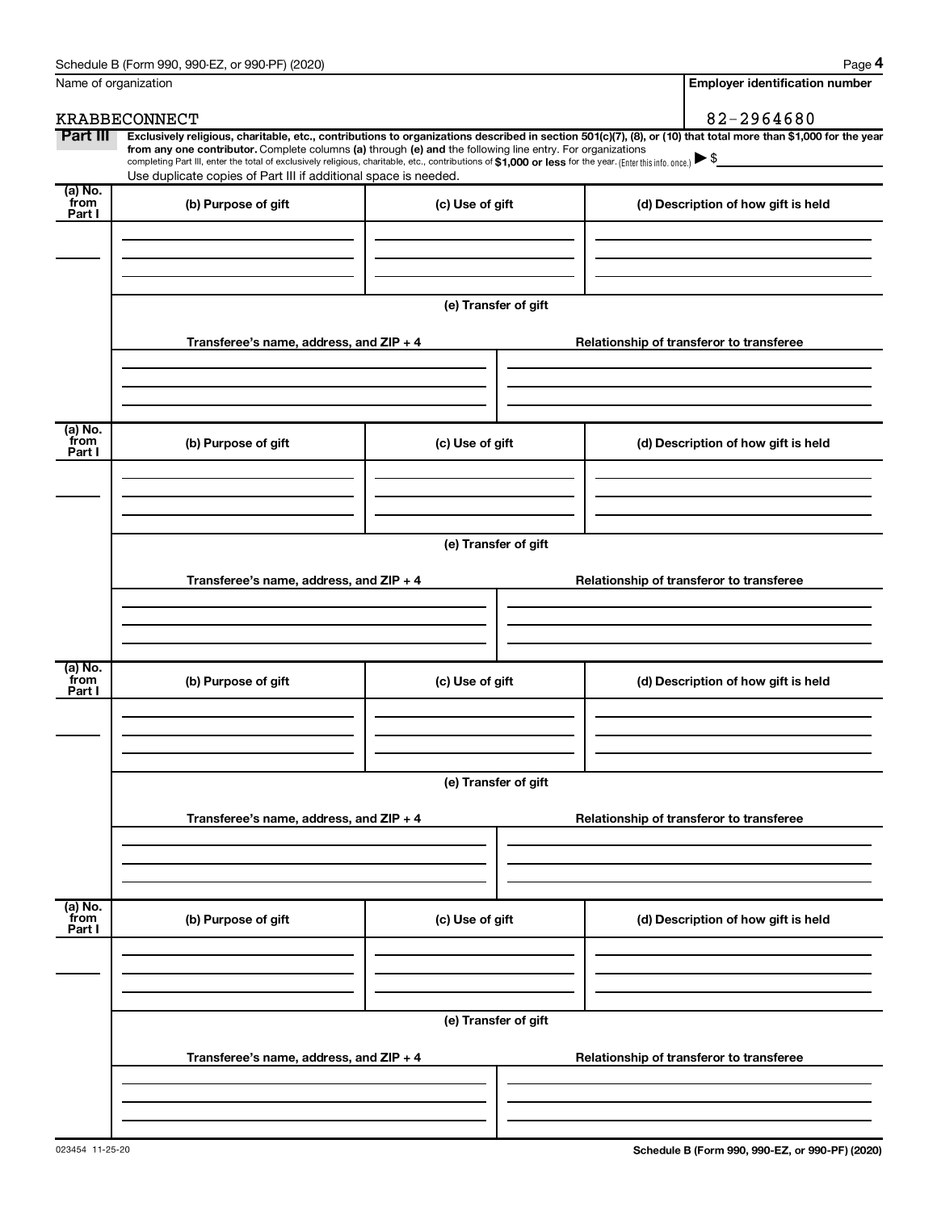Name of organization

KRABBECONNECT

**Employer identification number**

82-2964680

**Part III** **Exclusively religious, charitable, etc., contributions to organizations described in section 501(c)(7), (8), or (10) that total more than $1,000 for the year from any one contributor.** Complete columns **(a)** through **(e) and** the following line entry. For organizations completing Part III, enter the total of exclusively religious, charitable, etc., contributions of **$1,000 or less** for the year. (Enter this info. once.) ▶ $

Use duplicate copies of Part III if additional space is needed.

| (a) No. from Part I | (b) Purpose of gift | (c) Use of gift | (d) Description of how gift is held |
|---|---|---|---|
| | | | |

**(e) Transfer of gift**

| Transferee's name, address, and ZIP + 4 | Relationship of transferor to transferee |
|---|---|
| | |

| (a) No. from Part I | (b) Purpose of gift | (c) Use of gift | (d) Description of how gift is held |
|---|---|---|---|
| | | | |

**(e) Transfer of gift**

| Transferee's name, address, and ZIP + 4 | Relationship of transferor to transferee |
|---|---|
| | |

| (a) No. from Part I | (b) Purpose of gift | (c) Use of gift | (d) Description of how gift is held |
|---|---|---|---|
| | | | |

**(e) Transfer of gift**

| Transferee's name, address, and ZIP + 4 | Relationship of transferor to transferee |
|---|---|
| | |

| (a) No. from Part I | (b) Purpose of gift | (c) Use of gift | (d) Description of how gift is held |
|---|---|---|---|
| | | | |

**(e) Transfer of gift**

| Transferee's name, address, and ZIP + 4 | Relationship of transferor to transferee |
|---|---|
| | |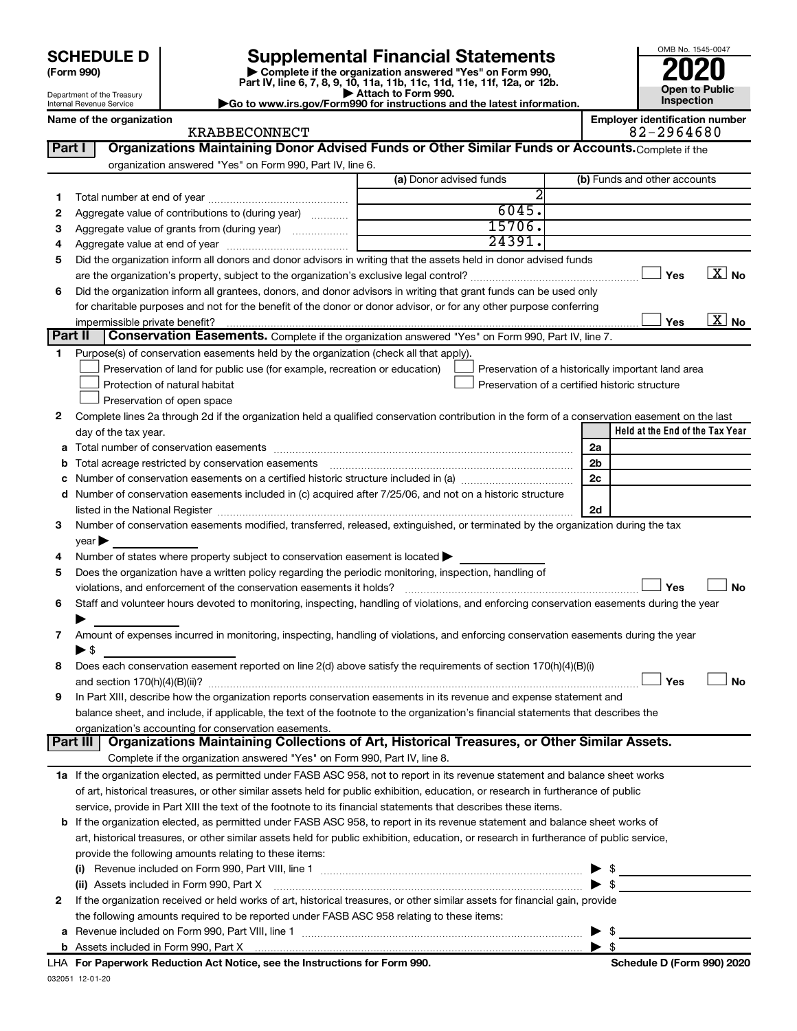# SCHEDULE D (Form 990)

Department of the Treasury
Internal Revenue Service

# Supplemental Financial Statements

▶ Complete if the organization answered "Yes" on Form 990, Part IV, line 6, 7, 8, 9, 10, 11a, 11b, 11c, 11d, 11e, 11f, 12a, or 12b.
▶ Attach to Form 990.
▶Go to www.irs.gov/Form990 for instructions and the latest information.

OMB No. 1545-0047

**2020**

**Open to Public Inspection**

Name of the organization: KRABBECONNECT

Employer identification number: 82-2964680

## Part I — Organizations Maintaining Donor Advised Funds or Other Similar Funds or Accounts.

Complete if the organization answered "Yes" on Form 990, Part IV, line 6.

| | | (a) Donor advised funds | (b) Funds and other accounts |
|---|---|---|---|
| 1 | Total number at end of year | 2 | |
| 2 | Aggregate value of contributions to (during year) | 6045. | |
| 3 | Aggregate value of grants from (during year) | 15706. | |
| 4 | Aggregate value at end of year | 24391. | |

5 Did the organization inform all donors and donor advisors in writing that the assets held in donor advised funds are the organization's property, subject to the organization's exclusive legal control? ☐ Yes ☒ No

6 Did the organization inform all grantees, donors, and donor advisors in writing that grant funds can be used only for charitable purposes and not for the benefit of the donor or donor advisor, or for any other purpose conferring impermissible private benefit? ☐ Yes ☒ No

## Part II — Conservation Easements.

Complete if the organization answered "Yes" on Form 990, Part IV, line 7.

1 Purpose(s) of conservation easements held by the organization (check all that apply).

- ☐ Preservation of land for public use (for example, recreation or education)
- ☐ Protection of natural habitat
- ☐ Preservation of open space
- ☐ Preservation of a historically important land area
- ☐ Preservation of a certified historic structure

2 Complete lines 2a through 2d if the organization held a qualified conservation contribution in the form of a conservation easement on the last day of the tax year.

| | | | Held at the End of the Tax Year |
|---|---|---|---|
| a | Total number of conservation easements | 2a | |
| b | Total acreage restricted by conservation easements | 2b | |
| c | Number of conservation easements on a certified historic structure included in (a) | 2c | |
| d | Number of conservation easements included in (c) acquired after 7/25/06, and not on a historic structure listed in the National Register | 2d | |

3 Number of conservation easements modified, transferred, released, extinguished, or terminated by the organization during the tax year ▶

4 Number of states where property subject to conservation easement is located ▶

5 Does the organization have a written policy regarding the periodic monitoring, inspection, handling of violations, and enforcement of the conservation easements it holds? ☐ Yes ☐ No

6 Staff and volunteer hours devoted to monitoring, inspecting, handling of violations, and enforcing conservation easements during the year ▶

7 Amount of expenses incurred in monitoring, inspecting, handling of violations, and enforcing conservation easements during the year ▶ $

8 Does each conservation easement reported on line 2(d) above satisfy the requirements of section 170(h)(4)(B)(i) and section 170(h)(4)(B)(ii)? ☐ Yes ☐ No

9 In Part XIII, describe how the organization reports conservation easements in its revenue and expense statement and balance sheet, and include, if applicable, the text of the footnote to the organization's financial statements that describes the organization's accounting for conservation easements.

## Part III — Organizations Maintaining Collections of Art, Historical Treasures, or Other Similar Assets.

Complete if the organization answered "Yes" on Form 990, Part IV, line 8.

1a If the organization elected, as permitted under FASB ASC 958, not to report in its revenue statement and balance sheet works of art, historical treasures, or other similar assets held for public exhibition, education, or research in furtherance of public service, provide in Part XIII the text of the footnote to its financial statements that describes these items.

b If the organization elected, as permitted under FASB ASC 958, to report in its revenue statement and balance sheet works of art, historical treasures, or other similar assets held for public exhibition, education, or research in furtherance of public service, provide the following amounts relating to these items:

(i) Revenue included on Form 990, Part VIII, line 1 ▶ $

(ii) Assets included in Form 990, Part X ▶ $

2 If the organization received or held works of art, historical treasures, or other similar assets for financial gain, provide the following amounts required to be reported under FASB ASC 958 relating to these items:

a Revenue included on Form 990, Part VIII, line 1 ▶ $

b Assets included in Form 990, Part X ▶ $

LHA For Paperwork Reduction Act Notice, see the Instructions for Form 990. — Schedule D (Form 990) 2020

032051 12-01-20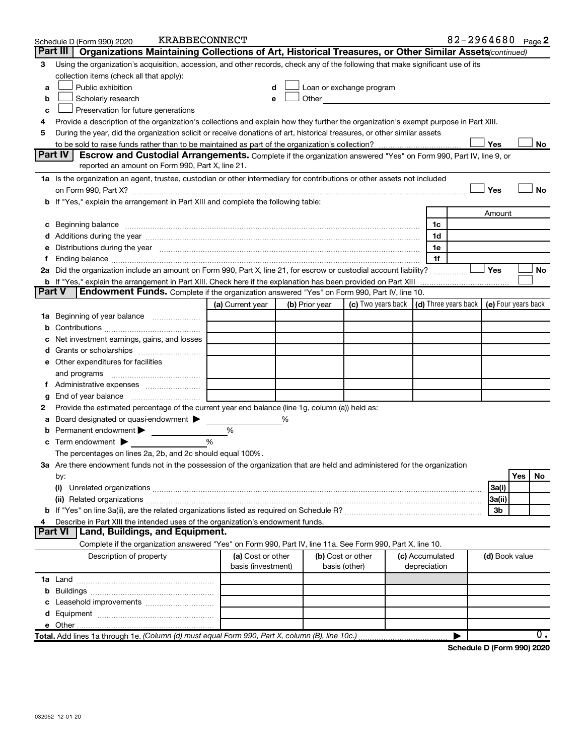Schedule D (Form 990) 2020 KRABBECONNECT 82-2964680 Page 2

**Part III | Organizations Maintaining Collections of Art, Historical Treasures, or Other Similar Assets** *(continued)*

3 Using the organization's acquisition, accession, and other records, check any of the following that make significant use of its collection items (check all that apply):

- a ☐ Public exhibition
- b ☐ Scholarly research
- c ☐ Preservation for future generations
- d ☐ Loan or exchange program
- e ☐ Other

4 Provide a description of the organization's collections and explain how they further the organization's exempt purpose in Part XIII.

5 During the year, did the organization solicit or receive donations of art, historical treasures, or other similar assets to be sold to raise funds rather than to be maintained as part of the organization's collection? ☐ Yes ☐ No

**Part IV | Escrow and Custodial Arrangements.** Complete if the organization answered "Yes" on Form 990, Part IV, line 9, or reported an amount on Form 990, Part X, line 21.

1a Is the organization an agent, trustee, custodian or other intermediary for contributions or other assets not included on Form 990, Part X? ☐ Yes ☐ No

b If "Yes," explain the arrangement in Part XIII and complete the following table:

| | | Amount |
|---|---|---|
| c Beginning balance | 1c | |
| d Additions during the year | 1d | |
| e Distributions during the year | 1e | |
| f Ending balance | 1f | |

2a Did the organization include an amount on Form 990, Part X, line 21, for escrow or custodial account liability? ☐ Yes ☐ No

b If "Yes," explain the arrangement in Part XIII. Check here if the explanation has been provided on Part XIII ☐

**Part V | Endowment Funds.** Complete if the organization answered "Yes" on Form 990, Part IV, line 10.

| | (a) Current year | (b) Prior year | (c) Two years back | (d) Three years back | (e) Four years back |
|---|---|---|---|---|---|
| 1a Beginning of year balance | | | | | |
| b Contributions | | | | | |
| c Net investment earnings, gains, and losses | | | | | |
| d Grants or scholarships | | | | | |
| e Other expenditures for facilities and programs | | | | | |
| f Administrative expenses | | | | | |
| g End of year balance | | | | | |

2 Provide the estimated percentage of the current year end balance (line 1g, column (a)) held as:

a Board designated or quasi-endowment ▶ %

b Permanent endowment ▶ %

c Term endowment ▶ %

The percentages on lines 2a, 2b, and 2c should equal 100%.

3a Are there endowment funds not in the possession of the organization that are held and administered for the organization by:

| | | Yes | No |
|---|---|---|---|
| (i) Unrelated organizations | 3a(i) | | |
| (ii) Related organizations | 3a(ii) | | |
| b If "Yes" on line 3a(ii), are the related organizations listed as required on Schedule R? | 3b | | |

4 Describe in Part XIII the intended uses of the organization's endowment funds.

**Part VI | Land, Buildings, and Equipment.**

Complete if the organization answered "Yes" on Form 990, Part IV, line 11a. See Form 990, Part X, line 10.

| Description of property | (a) Cost or other basis (investment) | (b) Cost or other basis (other) | (c) Accumulated depreciation | (d) Book value |
|---|---|---|---|---|
| 1a Land | | | | |
| b Buildings | | | | |
| c Leasehold improvements | | | | |
| d Equipment | | | | |
| e Other | | | | |
| **Total.** Add lines 1a through 1e. *(Column (d) must equal Form 990, Part X, column (B), line 10c.)* ▶ | | | | 0. |

**Schedule D (Form 990) 2020**

032052 12-01-20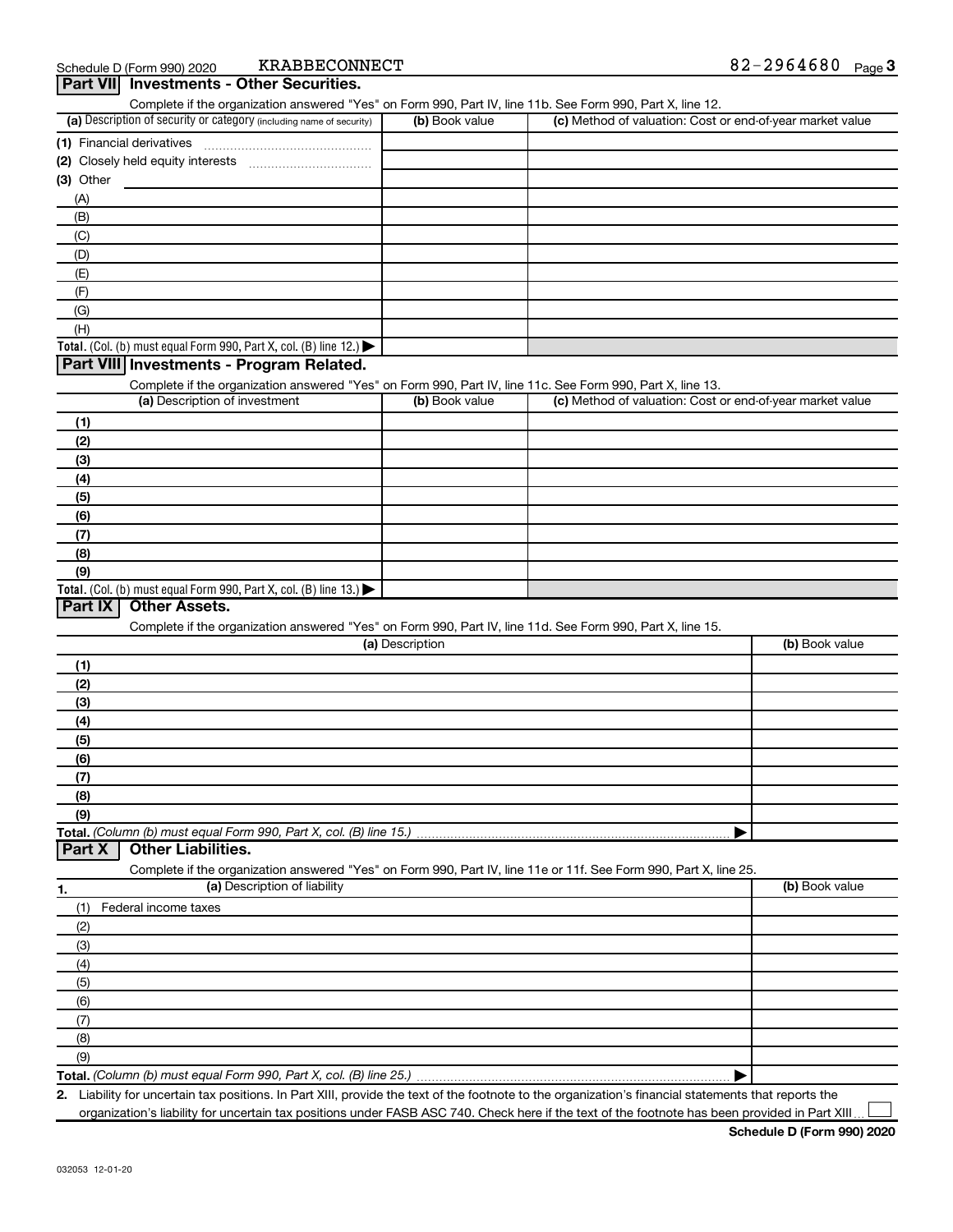Schedule D (Form 990) 2020 KRABBECONNECT 82-2964680 Page 3

## Part VII Investments - Other Securities.

Complete if the organization answered "Yes" on Form 990, Part IV, line 11b. See Form 990, Part X, line 12.

| (a) Description of security or category (including name of security) | (b) Book value | (c) Method of valuation: Cost or end-of-year market value |
|---|---|---|
| (1) Financial derivatives | | |
| (2) Closely held equity interests | | |
| (3) Other | | |
| (A) | | |
| (B) | | |
| (C) | | |
| (D) | | |
| (E) | | |
| (F) | | |
| (G) | | |
| (H) | | |
| **Total.** (Col. (b) must equal Form 990, Part X, col. (B) line 12.) ▶ | | |

## Part VIII Investments - Program Related.

Complete if the organization answered "Yes" on Form 990, Part IV, line 11c. See Form 990, Part X, line 13.

| (a) Description of investment | (b) Book value | (c) Method of valuation: Cost or end-of-year market value |
|---|---|---|
| (1) | | |
| (2) | | |
| (3) | | |
| (4) | | |
| (5) | | |
| (6) | | |
| (7) | | |
| (8) | | |
| (9) | | |
| **Total.** (Col. (b) must equal Form 990, Part X, col. (B) line 13.) ▶ | | |

## Part IX Other Assets.

Complete if the organization answered "Yes" on Form 990, Part IV, line 11d. See Form 990, Part X, line 15.

| (a) Description | (b) Book value |
|---|---|
| (1) | |
| (2) | |
| (3) | |
| (4) | |
| (5) | |
| (6) | |
| (7) | |
| (8) | |
| (9) | |
| **Total.** *(Column (b) must equal Form 990, Part X, col. (B) line 15.)* ▶ | |

## Part X Other Liabilities.

Complete if the organization answered "Yes" on Form 990, Part IV, line 11e or 11f. See Form 990, Part X, line 25.

| 1. (a) Description of liability | (b) Book value |
|---|---|
| (1) Federal income taxes | |
| (2) | |
| (3) | |
| (4) | |
| (5) | |
| (6) | |
| (7) | |
| (8) | |
| (9) | |
| **Total.** *(Column (b) must equal Form 990, Part X, col. (B) line 25.)* ▶ | |

**2.** Liability for uncertain tax positions. In Part XIII, provide the text of the footnote to the organization's financial statements that reports the organization's liability for uncertain tax positions under FASB ASC 740. Check here if the text of the footnote has been provided in Part XIII ☐

**Schedule D (Form 990) 2020**

032053 12-01-20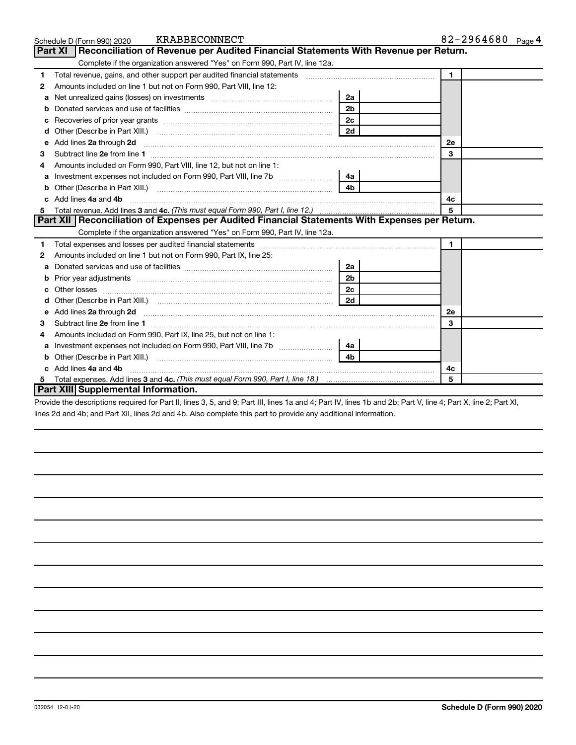Schedule D (Form 990) 2020 KRABBECONNECT 82-2964680 Page 4

## Part XI Reconciliation of Revenue per Audited Financial Statements With Revenue per Return.

Complete if the organization answered "Yes" on Form 990, Part IV, line 12a.

| | | | | | |
|---|---|---|---|---|---|
| 1 | Total revenue, gains, and other support per audited financial statements | | | 1 | |
| 2 | Amounts included on line 1 but not on Form 990, Part VIII, line 12: | | | | |
| a | Net unrealized gains (losses) on investments | 2a | | | |
| b | Donated services and use of facilities | 2b | | | |
| c | Recoveries of prior year grants | 2c | | | |
| d | Other (Describe in Part XIII.) | 2d | | | |
| e | Add lines **2a** through **2d** | | | 2e | |
| 3 | Subtract line **2e** from line **1** | | | 3 | |
| 4 | Amounts included on Form 990, Part VIII, line 12, but not on line 1: | | | | |
| a | Investment expenses not included on Form 990, Part VIII, line 7b | 4a | | | |
| b | Other (Describe in Part XIII.) | 4b | | | |
| c | Add lines **4a** and **4b** | | | 4c | |
| 5 | Total revenue. Add lines **3** and **4c.** *(This must equal Form 990, Part I, line 12.)* | | | 5 | |

## Part XII Reconciliation of Expenses per Audited Financial Statements With Expenses per Return.

Complete if the organization answered "Yes" on Form 990, Part IV, line 12a.

| | | | | | |
|---|---|---|---|---|---|
| 1 | Total expenses and losses per audited financial statements | | | 1 | |
| 2 | Amounts included on line 1 but not on Form 990, Part IX, line 25: | | | | |
| a | Donated services and use of facilities | 2a | | | |
| b | Prior year adjustments | 2b | | | |
| c | Other losses | 2c | | | |
| d | Other (Describe in Part XIII.) | 2d | | | |
| e | Add lines **2a** through **2d** | | | 2e | |
| 3 | Subtract line **2e** from line **1** | | | 3 | |
| 4 | Amounts included on Form 990, Part IX, line 25, but not on line 1: | | | | |
| a | Investment expenses not included on Form 990, Part VIII, line 7b | 4a | | | |
| b | Other (Describe in Part XIII.) | 4b | | | |
| c | Add lines **4a** and **4b** | | | 4c | |
| 5 | Total expenses. Add lines **3** and **4c.** *(This must equal Form 990, Part I, line 18.)* | | | 5 | |

## Part XIII Supplemental Information.

Provide the descriptions required for Part II, lines 3, 5, and 9; Part III, lines 1a and 4; Part IV, lines 1b and 2b; Part V, line 4; Part X, line 2; Part XI, lines 2d and 4b; and Part XII, lines 2d and 4b. Also complete this part to provide any additional information.

032054 12-01-20 **Schedule D (Form 990) 2020**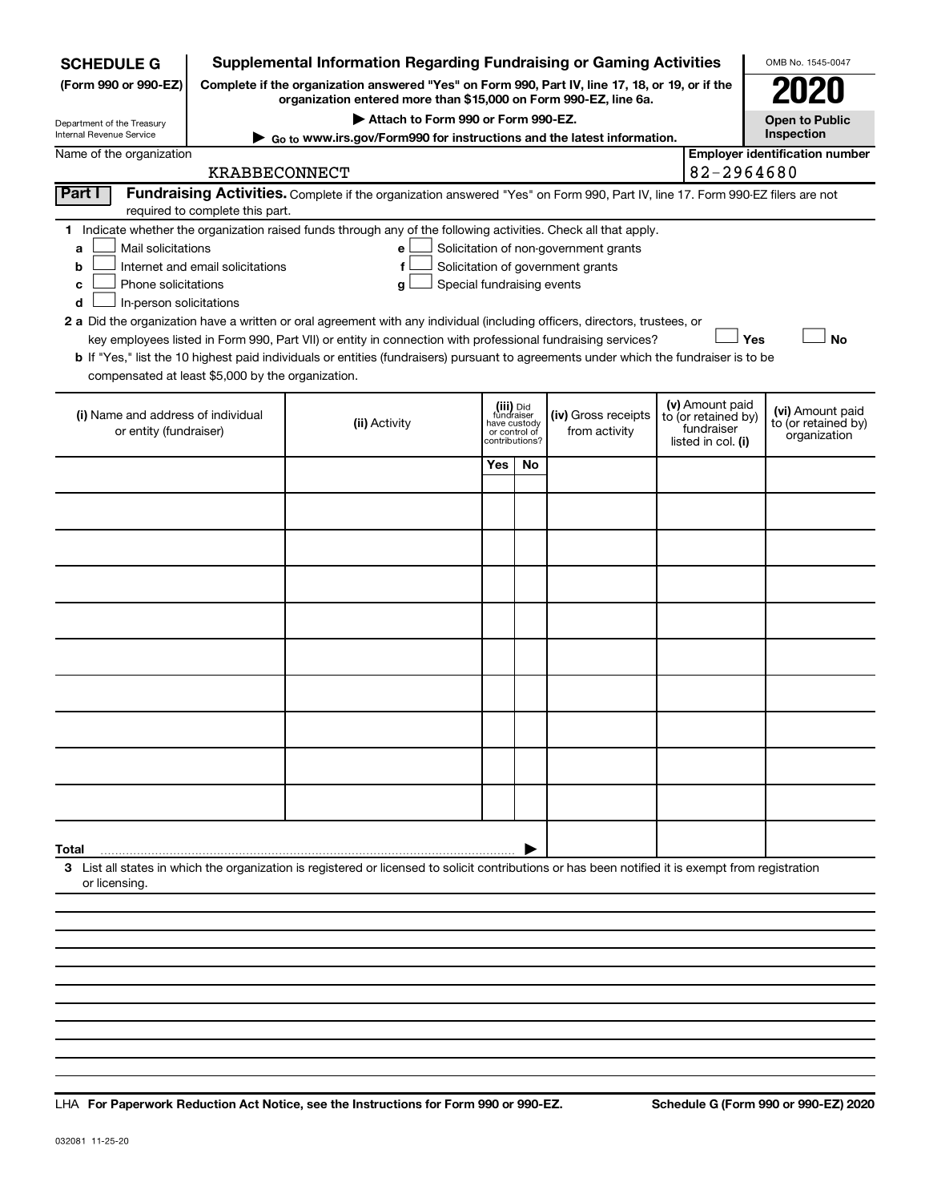**SCHEDULE G**
**(Form 990 or 990-EZ)**

Department of the Treasury
Internal Revenue Service

# Supplemental Information Regarding Fundraising or Gaming Activities

**Complete if the organization answered "Yes" on Form 990, Part IV, line 17, 18, or 19, or if the organization entered more than $15,000 on Form 990-EZ, line 6a.**

**▶ Attach to Form 990 or Form 990-EZ.**

**▶ Go to www.irs.gov/Form990 for instructions and the latest information.**

OMB No. 1545-0047

**2020**

**Open to Public Inspection**

Name of the organization: KRABBECONNECT

**Employer identification number:** 82-2964680

**Part I** **Fundraising Activities.** Complete if the organization answered "Yes" on Form 990, Part IV, line 17. Form 990-EZ filers are not required to complete this part.

**1** Indicate whether the organization raised funds through any of the following activities. Check all that apply.

- **a** ☐ Mail solicitations
- **b** ☐ Internet and email solicitations
- **c** ☐ Phone solicitations
- **d** ☐ In-person solicitations
- **e** ☐ Solicitation of non-government grants
- **f** ☐ Solicitation of government grants
- **g** ☐ Special fundraising events

**2 a** Did the organization have a written or oral agreement with any individual (including officers, directors, trustees, or key employees listed in Form 990, Part VII) or entity in connection with professional fundraising services? ☐ **Yes** ☐ **No**

**b** If "Yes," list the 10 highest paid individuals or entities (fundraisers) pursuant to agreements under which the fundraiser is to be compensated at least $5,000 by the organization.

| (i) Name and address of individual or entity (fundraiser) | (ii) Activity | (iii) Did fundraiser have custody or control of contributions? | | (iv) Gross receipts from activity | (v) Amount paid to (or retained by) fundraiser listed in col. (i) | (vi) Amount paid to (or retained by) organization |
|---|---|---|---|---|---|---|
| | | Yes | No | | | |
| | | | | | | |
| | | | | | | |
| | | | | | | |
| | | | | | | |
| | | | | | | |
| | | | | | | |
| | | | | | | |
| | | | | | | |
| | | | | | | |
| | | | | | | |
| **Total** | | | ▶ | | | |

**3** List all states in which the organization is registered or licensed to solicit contributions or has been notified it is exempt from registration or licensing.

LHA **For Paperwork Reduction Act Notice, see the Instructions for Form 990 or 990-EZ.** **Schedule G (Form 990 or 990-EZ) 2020**

032081 11-25-20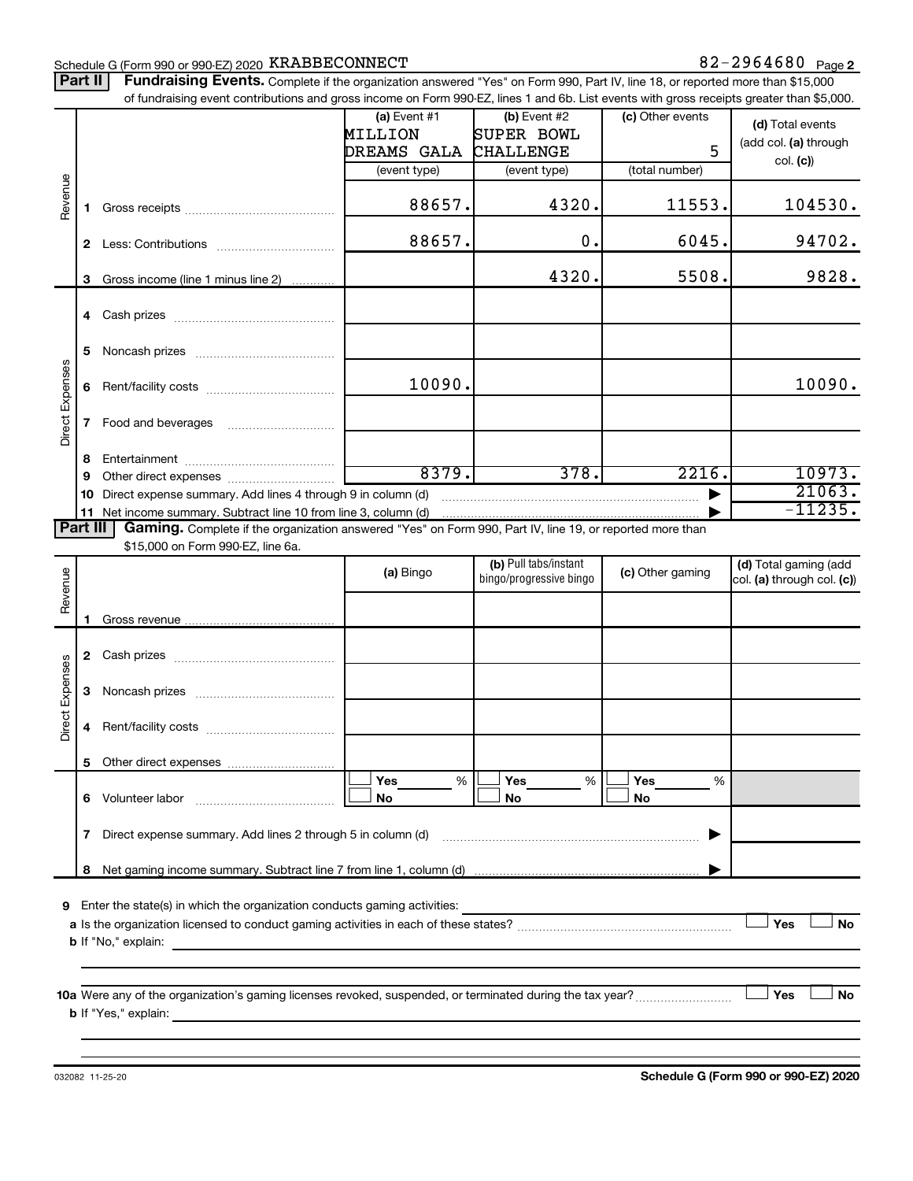Schedule G (Form 990 or 990-EZ) 2020 KRABBECONNECT 82-2964680 Page 2

**Part II** **Fundraising Events.** Complete if the organization answered "Yes" on Form 990, Part IV, line 18, or reported more than $15,000 of fundraising event contributions and gross income on Form 990-EZ, lines 1 and 6b. List events with gross receipts greater than $5,000.

| | | (a) Event #1 MILLION DREAMS GALA (event type) | (b) Event #2 SUPER BOWL CHALLENGE (event type) | (c) Other events 5 (total number) | (d) Total events (add col. (a) through col. (c)) |
|---|---|---|---|---|---|
| Revenue | 1 Gross receipts | 88657. | 4320. | 11553. | 104530. |
| | 2 Less: Contributions | 88657. | 0. | 6045. | 94702. |
| | 3 Gross income (line 1 minus line 2) | | 4320. | 5508. | 9828. |
| Direct Expenses | 4 Cash prizes | | | | |
| | 5 Noncash prizes | | | | |
| | 6 Rent/facility costs | 10090. | | | 10090. |
| | 7 Food and beverages | | | | |
| | 8 Entertainment | | | | |
| | 9 Other direct expenses | 8379. | 378. | 2216. | 10973. |
| | 10 Direct expense summary. Add lines 4 through 9 in column (d) | | | | 21063. |
| | 11 Net income summary. Subtract line 10 from line 3, column (d) | | | | -11235. |

**Part III** **Gaming.** Complete if the organization answered "Yes" on Form 990, Part IV, line 19, or reported more than $15,000 on Form 990-EZ, line 6a.

| | | (a) Bingo | (b) Pull tabs/instant bingo/progressive bingo | (c) Other gaming | (d) Total gaming (add col. (a) through col. (c)) |
|---|---|---|---|---|---|
| Revenue | 1 Gross revenue | | | | |
| Direct Expenses | 2 Cash prizes | | | | |
| | 3 Noncash prizes | | | | |
| | 4 Rent/facility costs | | | | |
| | 5 Other direct expenses | | | | |
| | 6 Volunteer labor | Yes ___ % No | Yes ___ % No | Yes ___ % No | |
| | 7 Direct expense summary. Add lines 2 through 5 in column (d) | | | | |
| | 8 Net gaming income summary. Subtract line 7 from line 1, column (d) | | | | |

**9** Enter the state(s) in which the organization conducts gaming activities:

**a** Is the organization licensed to conduct gaming activities in each of these states? ☐ Yes ☐ No

**b** If "No," explain:

**10a** Were any of the organization's gaming licenses revoked, suspended, or terminated during the tax year? ☐ Yes ☐ No

**b** If "Yes," explain:

032082 11-25-20 **Schedule G (Form 990 or 990-EZ) 2020**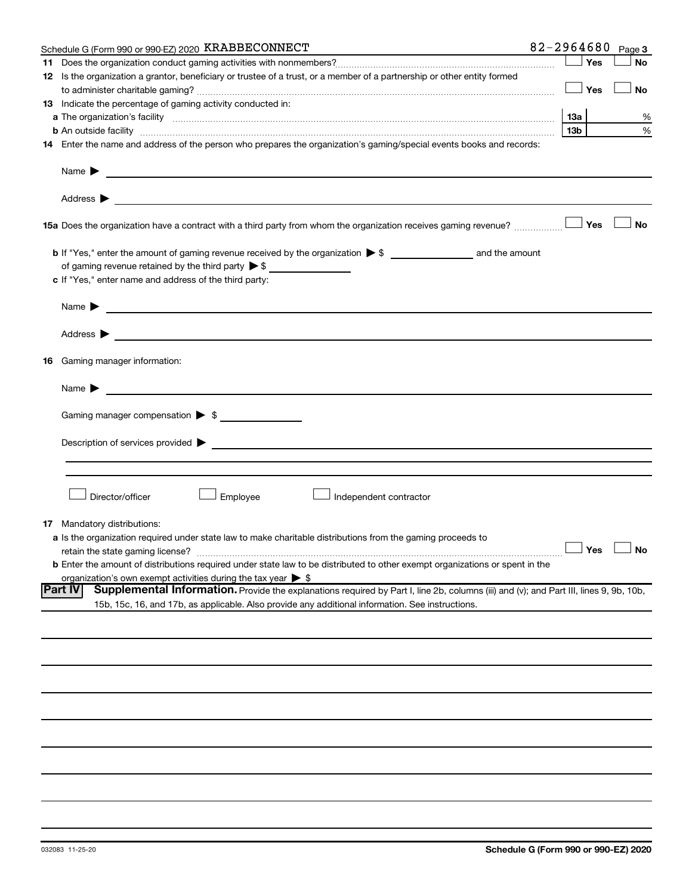Schedule G (Form 990 or 990-EZ) 2020 KRABBECONNECT 82-2964680 Page 3

**11** Does the organization conduct gaming activities with nonmembers? ☐ Yes ☐ No

**12** Is the organization a grantor, beneficiary or trustee of a trust, or a member of a partnership or other entity formed to administer charitable gaming? ☐ Yes ☐ No

**13** Indicate the percentage of gaming activity conducted in:

**a** The organization's facility | 13a | %

**b** An outside facility | 13b | %

**14** Enter the name and address of the person who prepares the organization's gaming/special events books and records:

Name ▶

Address ▶

**15a** Does the organization have a contract with a third party from whom the organization receives gaming revenue? ☐ Yes ☐ No

**b** If "Yes," enter the amount of gaming revenue received by the organization ▶ $ ____________ and the amount of gaming revenue retained by the third party ▶ $ ____________

**c** If "Yes," enter name and address of the third party:

Name ▶

Address ▶

**16** Gaming manager information:

Name ▶

Gaming manager compensation ▶ $

Description of services provided ▶

☐ Director/officer ☐ Employee ☐ Independent contractor

**17** Mandatory distributions:

**a** Is the organization required under state law to make charitable distributions from the gaming proceeds to retain the state gaming license? ☐ Yes ☐ No

**b** Enter the amount of distributions required under state law to be distributed to other exempt organizations or spent in the organization's own exempt activities during the tax year ▶ $

**Part IV** **Supplemental Information.** Provide the explanations required by Part I, line 2b, columns (iii) and (v); and Part III, lines 9, 9b, 10b, 15b, 15c, 16, and 17b, as applicable. Also provide any additional information. See instructions.

032083 11-25-20

**Schedule G (Form 990 or 990-EZ) 2020**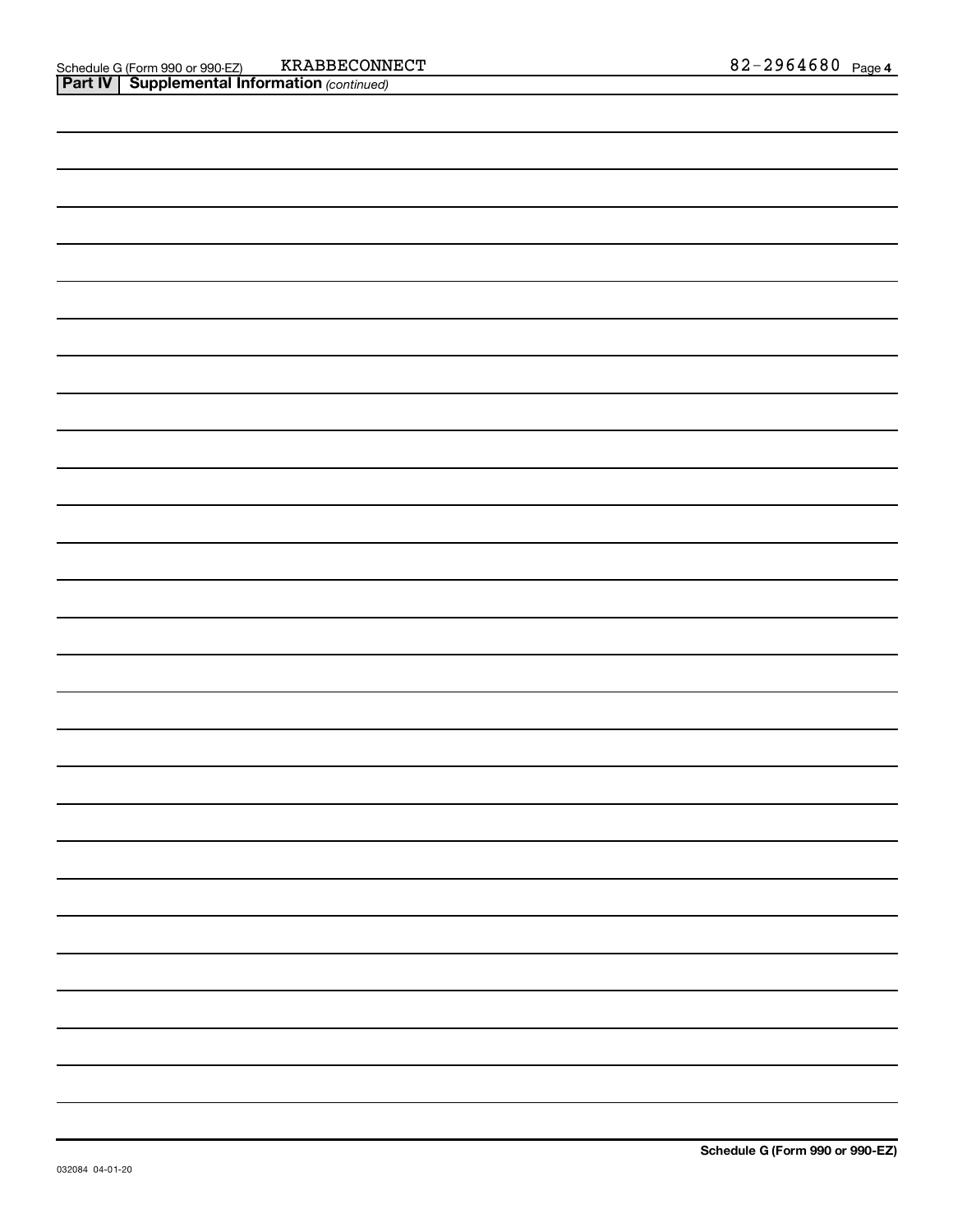Schedule G (Form 990 or 990-EZ) KRABBECONNECT 82-2964680 Page **4**

**Part IV** **Supplemental Information** *(continued)*

**Schedule G (Form 990 or 990-EZ)**

032084 04-01-20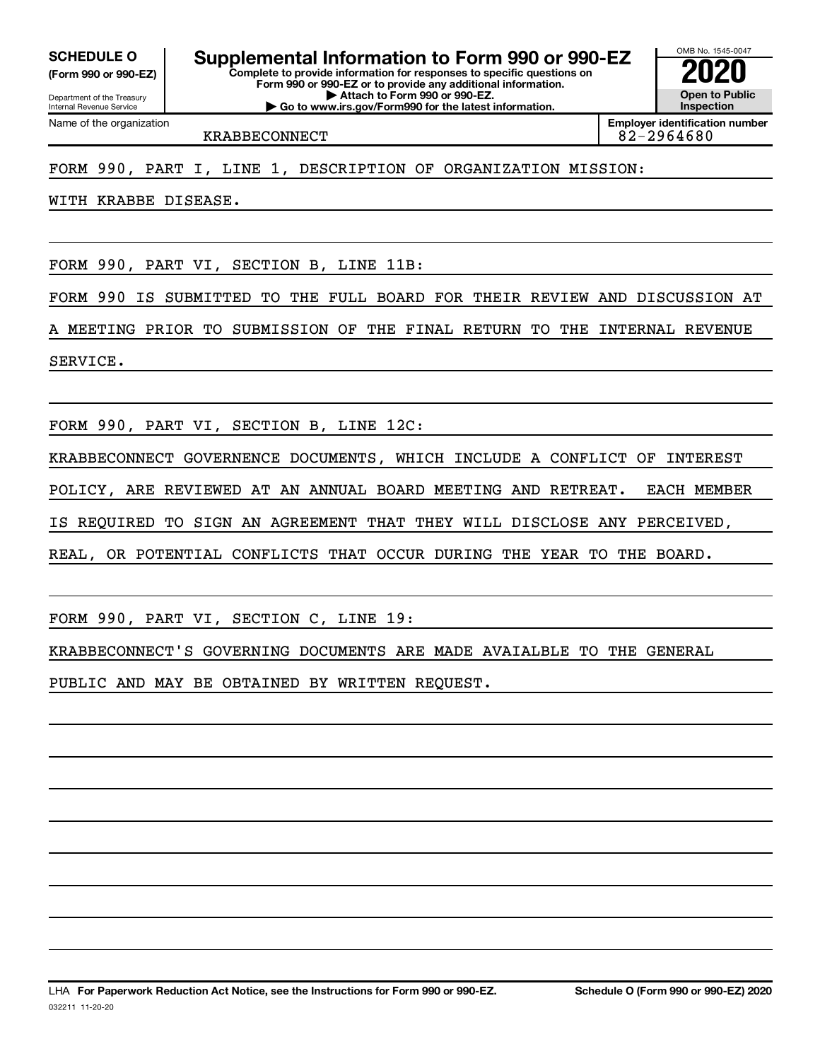**SCHEDULE O**
**(Form 990 or 990-EZ)**

Department of the Treasury
Internal Revenue Service

# Supplemental Information to Form 990 or 990-EZ

**Complete to provide information for responses to specific questions on Form 990 or 990-EZ or to provide any additional information.**
**▶ Attach to Form 990 or 990-EZ.**
**▶ Go to www.irs.gov/Form990 for the latest information.**

OMB No. 1545-0047

**2020**

**Open to Public Inspection**

Name of the organization: KRABBECONNECT

**Employer identification number:** 82-2964680

FORM 990, PART I, LINE 1, DESCRIPTION OF ORGANIZATION MISSION:

WITH KRABBE DISEASE.

FORM 990, PART VI, SECTION B, LINE 11B:

FORM 990 IS SUBMITTED TO THE FULL BOARD FOR THEIR REVIEW AND DISCUSSION AT A MEETING PRIOR TO SUBMISSION OF THE FINAL RETURN TO THE INTERNAL REVENUE SERVICE.

FORM 990, PART VI, SECTION B, LINE 12C:

KRABBECONNECT GOVERNENCE DOCUMENTS, WHICH INCLUDE A CONFLICT OF INTEREST POLICY, ARE REVIEWED AT AN ANNUAL BOARD MEETING AND RETREAT. EACH MEMBER IS REQUIRED TO SIGN AN AGREEMENT THAT THEY WILL DISCLOSE ANY PERCEIVED, REAL, OR POTENTIAL CONFLICTS THAT OCCUR DURING THE YEAR TO THE BOARD.

FORM 990, PART VI, SECTION C, LINE 19:

KRABBECONNECT'S GOVERNING DOCUMENTS ARE MADE AVAIALBLE TO THE GENERAL PUBLIC AND MAY BE OBTAINED BY WRITTEN REQUEST.

LHA **For Paperwork Reduction Act Notice, see the Instructions for Form 990 or 990-EZ.** **Schedule O (Form 990 or 990-EZ) 2020**

032211 11-20-20